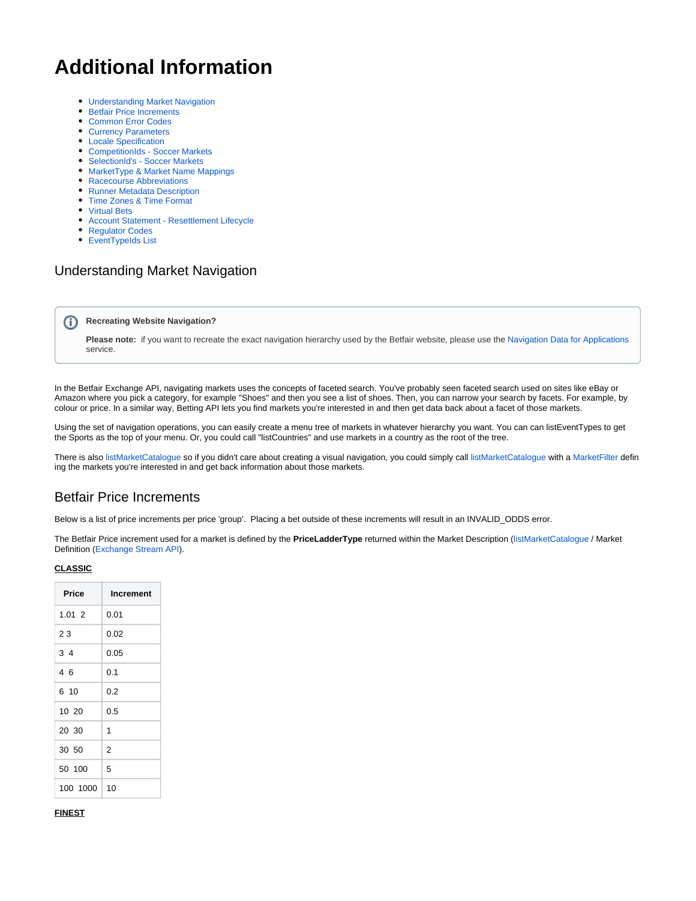# Additional Information

- Understanding Market Navigation
- Betfair Price Increments
- Common Error Codes
- Currency Parameters
- Locale Specification
- CompetitionIds - Soccer Markets
- SelectionId's - Soccer Markets
- MarketType & Market Name Mappings
- Racecourse Abbreviations
- Runner Metadata Description
- Time Zones & Time Format
- Virtual Bets
- Account Statement - Resettlement Lifecycle
- Regulator Codes
- EventTypeIds List

## Understanding Market Navigation

> **Recreating Website Navigation?**
>
> **Please note:** if you want to recreate the exact navigation hierarchy used by the Betfair website, please use the Navigation Data for Applications service.

In the Betfair Exchange API, navigating markets uses the concepts of faceted search. You've probably seen faceted search used on sites like eBay or Amazon where you pick a category, for example "Shoes" and then you see a list of shoes. Then, you can narrow your search by facets. For example, by colour or price. In a similar way, Betting API lets you find markets you're interested in and then get data back about a facet of those markets.

Using the set of navigation operations, you can easily create a menu tree of markets in whatever hierarchy you want. You can can listEventTypes to get the Sports as the top of your menu. Or, you could call "listCountries" and use markets in a country as the root of the tree.

There is also listMarketCatalogue so if you didn't care about creating a visual navigation, you could simply call listMarketCatalogue with a MarketFilter defin ing the markets you're interested in and get back information about those markets.

## Betfair Price Increments

Below is a list of price increments per price 'group'. Placing a bet outside of these increments will result in an INVALID_ODDS error.

The Betfair Price increment used for a market is defined by the **PriceLadderType** returned within the Market Description (listMarketCatalogue / Market Definition (Exchange Stream API).

**CLASSIC**

| Price | Increment |
| --- | --- |
| 1.01 2 | 0.01 |
| 2 3 | 0.02 |
| 3 4 | 0.05 |
| 4 6 | 0.1 |
| 6 10 | 0.2 |
| 10 20 | 0.5 |
| 20 30 | 1 |
| 30 50 | 2 |
| 50 100 | 5 |
| 100 1000 | 10 |

**FINEST**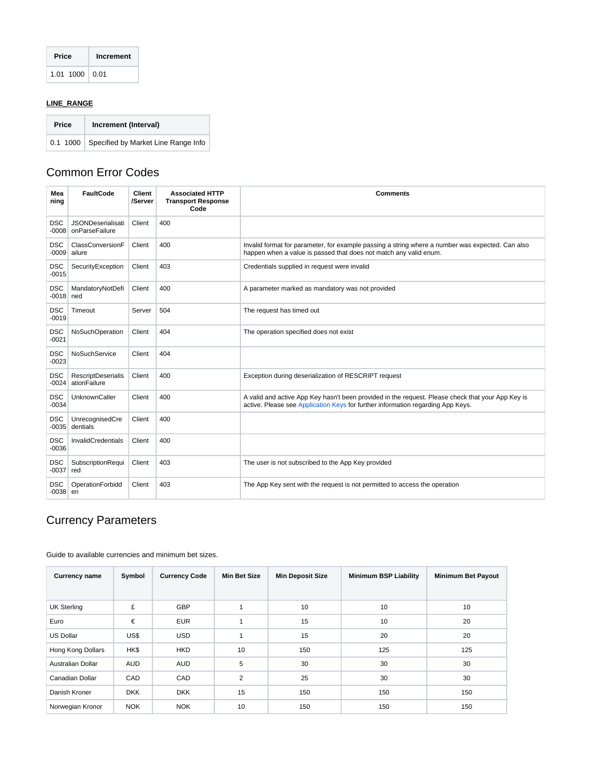| Price | Increment |
|---|---|
| 1.01  1000 | 0.01 |

**LINE_RANGE**

| Price | Increment (Interval) |
|---|---|
| 0.1  1000 | Specified by Market Line Range Info |

## Common Error Codes

| Meaning | FaultCode | Client /Server | Associated HTTP Transport Response Code | Comments |
|---|---|---|---|---|
| DSC-0008 | JSONDeserialisationParseFailure | Client | 400 | |
| DSC-0009 | ClassConversionFailure | Client | 400 | Invalid format for parameter, for example passing a string where a number was expected. Can also happen when a value is passed that does not match any valid enum. |
| DSC-0015 | SecurityException | Client | 403 | Credentials supplied in request were invalid |
| DSC-0018 | MandatoryNotDefined | Client | 400 | A parameter marked as mandatory was not provided |
| DSC-0019 | Timeout | Server | 504 | The request has timed out |
| DSC-0021 | NoSuchOperation | Client | 404 | The operation specified does not exist |
| DSC-0023 | NoSuchService | Client | 404 | |
| DSC-0024 | RescriptDeserialisationFailure | Client | 400 | Exception during deserialization of RESCRIPT request |
| DSC-0034 | UnknownCaller | Client | 400 | A valid and active App Key hasn't been provided in the request. Please check that your App Key is active. Please see Application Keys for further information regarding App Keys. |
| DSC-0035 | UnrecognisedCredentials | Client | 400 | |
| DSC-0036 | InvalidCredentials | Client | 400 | |
| DSC-0037 | SubscriptionRequired | Client | 403 | The user is not subscribed to the App Key provided |
| DSC-0038 | OperationForbidden | Client | 403 | The App Key sent with the request is not permitted to access the operation |

## Currency Parameters

Guide to available currencies and minimum bet sizes.

| Currency name | Symbol | Currency Code | Min Bet Size | Min Deposit Size | Minimum BSP Liability | Minimum Bet Payout |
|---|---|---|---|---|---|---|
| UK Sterling | £ | GBP | 1 | 10 | 10 | 10 |
| Euro | € | EUR | 1 | 15 | 10 | 20 |
| US Dollar | US$ | USD | 1 | 15 | 20 | 20 |
| Hong Kong Dollars | HK$ | HKD | 10 | 150 | 125 | 125 |
| Australian Dollar | AUD | AUD | 5 | 30 | 30 | 30 |
| Canadian Dollar | CAD | CAD | 2 | 25 | 30 | 30 |
| Danish Kroner | DKK | DKK | 15 | 150 | 150 | 150 |
| Norwegian Kronor | NOK | NOK | 10 | 150 | 150 | 150 |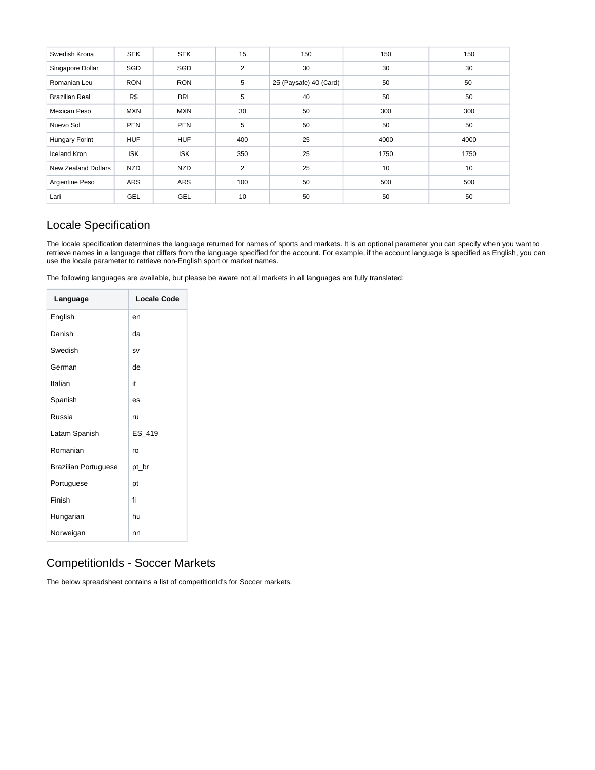| | | | | | | |
|---|---|---|---|---|---|---|
| Swedish Krona | SEK | SEK | 15 | 150 | 150 | 150 |
| Singapore Dollar | SGD | SGD | 2 | 30 | 30 | 30 |
| Romanian Leu | RON | RON | 5 | 25 (Paysafe) 40 (Card) | 50 | 50 |
| Brazilian Real | R$ | BRL | 5 | 40 | 50 | 50 |
| Mexican Peso | MXN | MXN | 30 | 50 | 300 | 300 |
| Nuevo Sol | PEN | PEN | 5 | 50 | 50 | 50 |
| Hungary Forint | HUF | HUF | 400 | 25 | 4000 | 4000 |
| Iceland Kron | ISK | ISK | 350 | 25 | 1750 | 1750 |
| New Zealand Dollars | NZD | NZD | 2 | 25 | 10 | 10 |
| Argentine Peso | ARS | ARS | 100 | 50 | 500 | 500 |
| Lari | GEL | GEL | 10 | 50 | 50 | 50 |

## Locale Specification

The locale specification determines the language returned for names of sports and markets. It is an optional parameter you can specify when you want to retrieve names in a language that differs from the language specified for the account. For example, if the account language is specified as English, you can use the locale parameter to retrieve non-English sport or market names.

The following languages are available, but please be aware not all markets in all languages are fully translated:

| Language | Locale Code |
|---|---|
| English | en |
| Danish | da |
| Swedish | sv |
| German | de |
| Italian | it |
| Spanish | es |
| Russia | ru |
| Latam Spanish | ES_419 |
| Romanian | ro |
| Brazilian Portuguese | pt_br |
| Portuguese | pt |
| Finish | fi |
| Hungarian | hu |
| Norweigan | nn |

## CompetitionIds - Soccer Markets

The below spreadsheet contains a list of competitionId's for Soccer markets.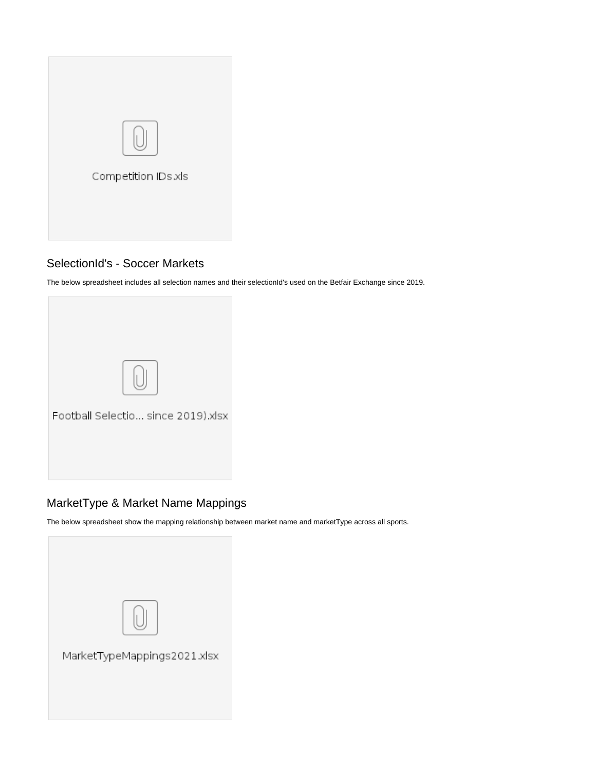Competition IDs.xls

## SelectionId's - Soccer Markets

The below spreadsheet includes all selection names and their selectionId's used on the Betfair Exchange since 2019.

Football Selectio... since 2019).xlsx

## MarketType & Market Name Mappings

The below spreadsheet show the mapping relationship between market name and marketType across all sports.

MarketTypeMappings2021.xlsx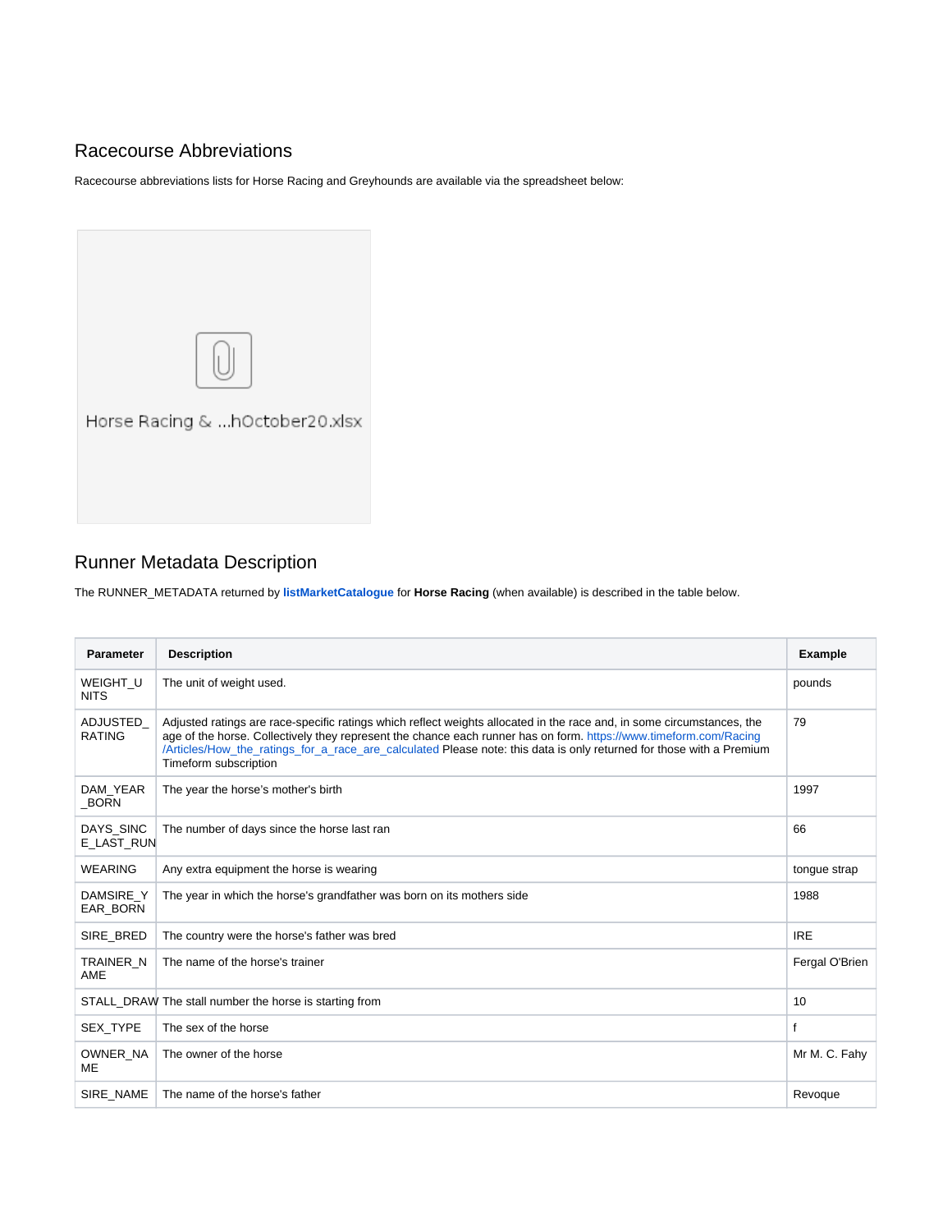## Racecourse Abbreviations

Racecourse abbreviations lists for Horse Racing and Greyhounds are available via the spreadsheet below:

Horse Racing & ...hOctober20.xlsx

## Runner Metadata Description

The RUNNER_METADATA returned by **listMarketCatalogue** for **Horse Racing** (when available) is described in the table below.

| Parameter | Description | Example |
|---|---|---|
| WEIGHT_UNITS | The unit of weight used. | pounds |
| ADJUSTED_RATING | Adjusted ratings are race-specific ratings which reflect weights allocated in the race and, in some circumstances, the age of the horse. Collectively they represent the chance each runner has on form. https://www.timeform.com/Racing/Articles/How_the_ratings_for_a_race_are_calculated Please note: this data is only returned for those with a Premium Timeform subscription | 79 |
| DAM_YEAR_BORN | The year the horse's mother's birth | 1997 |
| DAYS_SINCE_LAST_RUN | The number of days since the horse last ran | 66 |
| WEARING | Any extra equipment the horse is wearing | tongue strap |
| DAMSIRE_YEAR_BORN | The year in which the horse's grandfather was born on its mothers side | 1988 |
| SIRE_BRED | The country were the horse's father was bred | IRE |
| TRAINER_NAME | The name of the horse's trainer | Fergal O'Brien |
| STALL_DRAW | The stall number the horse is starting from | 10 |
| SEX_TYPE | The sex of the horse | f |
| OWNER_NAME | The owner of the horse | Mr M. C. Fahy |
| SIRE_NAME | The name of the horse's father | Revoque |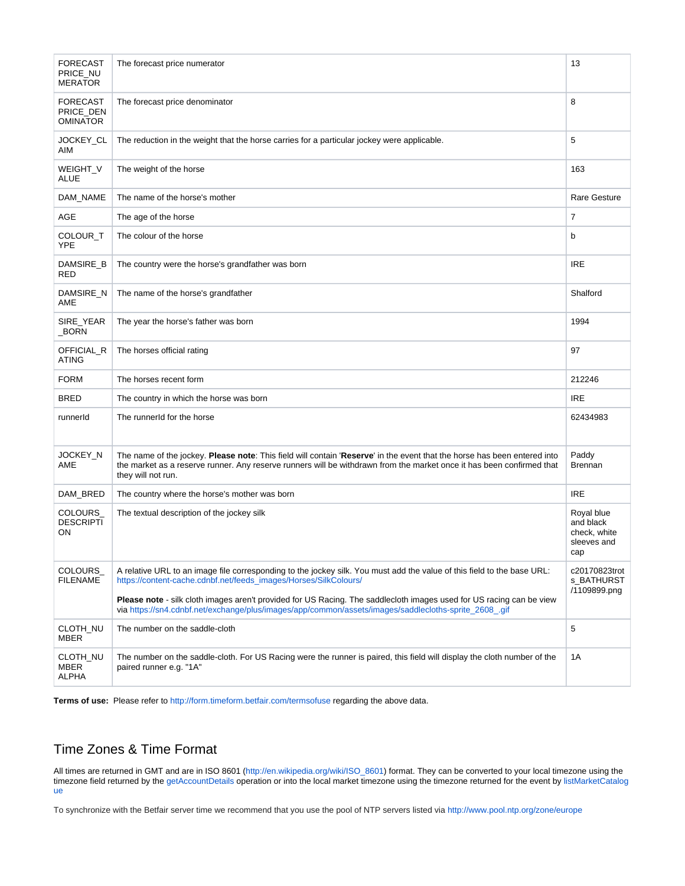| | | |
|---|---|---|
| FORECASTPRICE_NUMERATOR | The forecast price numerator | 13 |
| FORECASTPRICE_DENOMINATOR | The forecast price denominator | 8 |
| JOCKEY_CLAIM | The reduction in the weight that the horse carries for a particular jockey were applicable. | 5 |
| WEIGHT_VALUE | The weight of the horse | 163 |
| DAM_NAME | The name of the horse's mother | Rare Gesture |
| AGE | The age of the horse | 7 |
| COLOUR_TYPE | The colour of the horse | b |
| DAMSIRE_BRED | The country were the horse's grandfather was born | IRE |
| DAMSIRE_NAME | The name of the horse's grandfather | Shalford |
| SIRE_YEAR_BORN | The year the horse's father was born | 1994 |
| OFFICIAL_RATING | The horses official rating | 97 |
| FORM | The horses recent form | 212246 |
| BRED | The country in which the horse was born | IRE |
| runnerId | The runnerId for the horse | 62434983 |
| JOCKEY_NAME | The name of the jockey. **Please note**: This field will contain '**Reserve**' in the event that the horse has been entered into the market as a reserve runner. Any reserve runners will be withdrawn from the market once it has been confirmed that they will not run. | Paddy Brennan |
| DAM_BRED | The country where the horse's mother was born | IRE |
| COLOURS_DESCRIPTION | The textual description of the jockey silk | Royal blue and black check, white sleeves and cap |
| COLOURS_FILENAME | A relative URL to an image file corresponding to the jockey silk. You must add the value of this field to the base URL: https://content-cache.cdnbf.net/feeds_images/Horses/SilkColours/ <br><br> **Please note** - silk cloth images aren't provided for US Racing. The saddlecloth images used for US racing can be view via https://sn4.cdnbf.net/exchange/plus/images/app/common/assets/images/saddlecloths-sprite_2608_.gif | c20170823trots_BATHURST/1109899.png |
| CLOTH_NUMBER | The number on the saddle-cloth | 5 |
| CLOTH_NUMBER_ALPHA | The number on the saddle-cloth. For US Racing were the runner is paired, this field will display the cloth number of the paired runner e.g. "1A" | 1A |

**Terms of use:** Please refer to http://form.timeform.betfair.com/termsofuse regarding the above data.

## Time Zones & Time Format

All times are returned in GMT and are in ISO 8601 (http://en.wikipedia.org/wiki/ISO_8601) format. They can be converted to your local timezone using the timezone field returned by the getAccountDetails operation or into the local market timezone using the timezone returned for the event by listMarketCatalogue

To synchronize with the Betfair server time we recommend that you use the pool of NTP servers listed via http://www.pool.ntp.org/zone/europe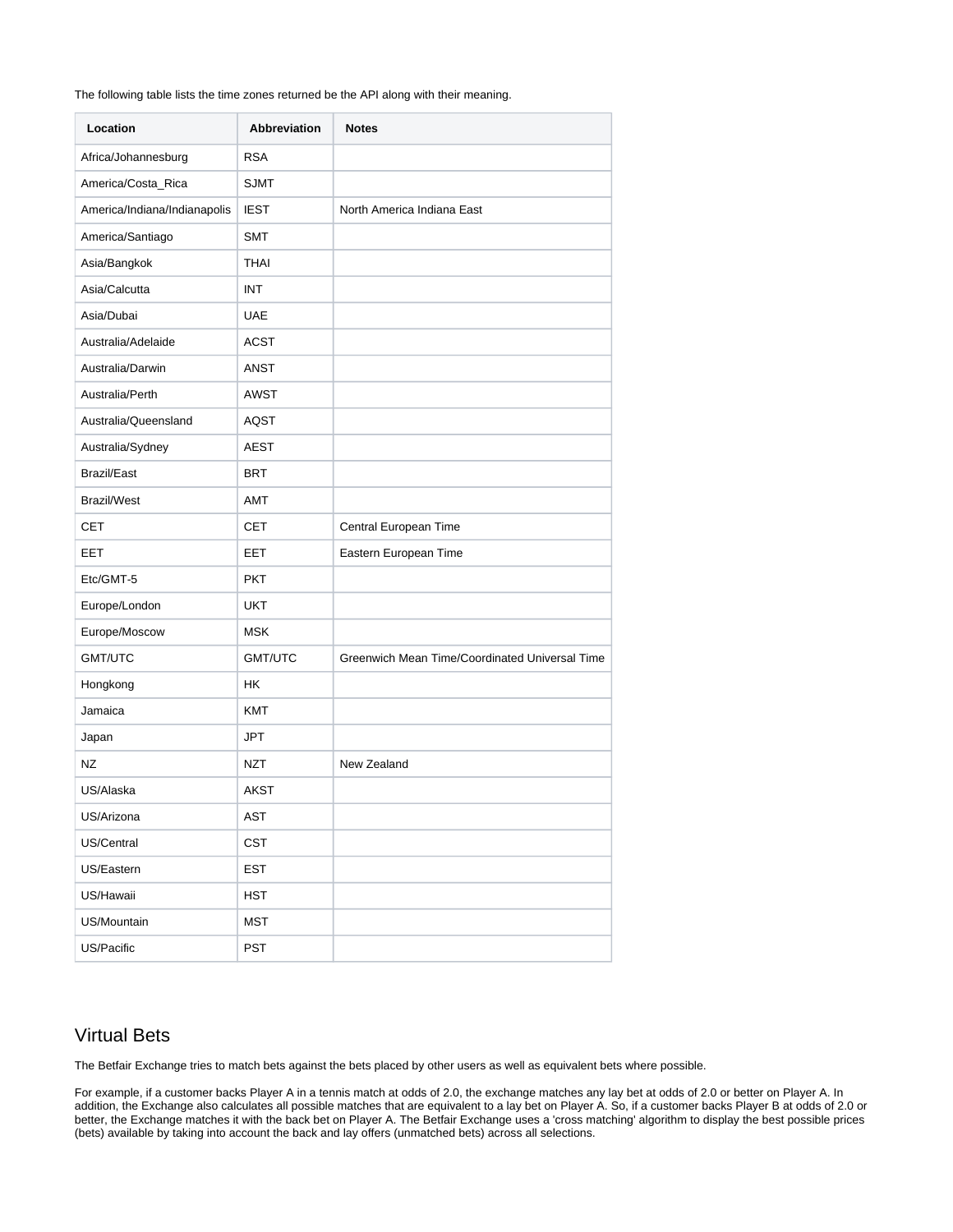The following table lists the time zones returned be the API along with their meaning.

| Location | Abbreviation | Notes |
| --- | --- | --- |
| Africa/Johannesburg | RSA | |
| America/Costa_Rica | SJMT | |
| America/Indiana/Indianapolis | IEST | North America Indiana East |
| America/Santiago | SMT | |
| Asia/Bangkok | THAI | |
| Asia/Calcutta | INT | |
| Asia/Dubai | UAE | |
| Australia/Adelaide | ACST | |
| Australia/Darwin | ANST | |
| Australia/Perth | AWST | |
| Australia/Queensland | AQST | |
| Australia/Sydney | AEST | |
| Brazil/East | BRT | |
| Brazil/West | AMT | |
| CET | CET | Central European Time |
| EET | EET | Eastern European Time |
| Etc/GMT-5 | PKT | |
| Europe/London | UKT | |
| Europe/Moscow | MSK | |
| GMT/UTC | GMT/UTC | Greenwich Mean Time/Coordinated Universal Time |
| Hongkong | HK | |
| Jamaica | KMT | |
| Japan | JPT | |
| NZ | NZT | New Zealand |
| US/Alaska | AKST | |
| US/Arizona | AST | |
| US/Central | CST | |
| US/Eastern | EST | |
| US/Hawaii | HST | |
| US/Mountain | MST | |
| US/Pacific | PST | |

## Virtual Bets

The Betfair Exchange tries to match bets against the bets placed by other users as well as equivalent bets where possible.

For example, if a customer backs Player A in a tennis match at odds of 2.0, the exchange matches any lay bet at odds of 2.0 or better on Player A. In addition, the Exchange also calculates all possible matches that are equivalent to a lay bet on Player A. So, if a customer backs Player B at odds of 2.0 or better, the Exchange matches it with the back bet on Player A. The Betfair Exchange uses a 'cross matching' algorithm to display the best possible prices (bets) available by taking into account the back and lay offers (unmatched bets) across all selections.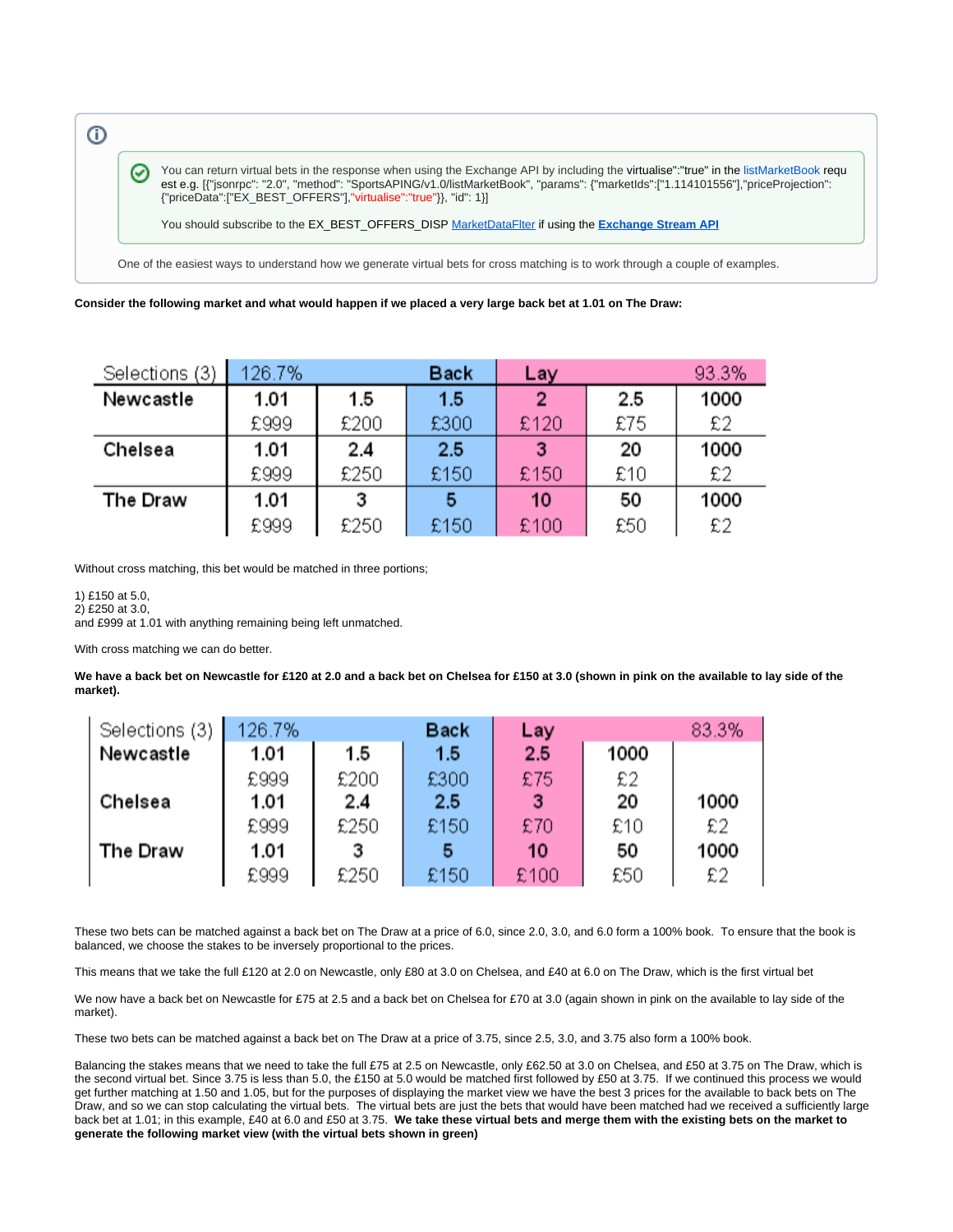You can return virtual bets in the response when using the Exchange API by including the virtualise":"true" in the listMarketBook request e.g. [{"jsonrpc": "2.0", "method": "SportsAPING/v1.0/listMarketBook", "params": {"marketIds":["1.114101556"],"priceProjection":{"priceData":["EX_BEST_OFFERS"],"virtualise":"true"}}, "id": 1}]

You should subscribe to the EX_BEST_OFFERS_DISP MarketDataFlter if using the **Exchange Stream API**

One of the easiest ways to understand how we generate virtual bets for cross matching is to work through a couple of examples.

**Consider the following market and what would happen if we placed a very large back bet at 1.01 on The Draw:**

| Selections (3) | 126.7% | | Back | Lay | | 93.3% |
|---|---|---|---|---|---|---|
| Newcastle | 1.01 | 1.5 | 1.5 | 2 | 2.5 | 1000 |
| | £999 | £200 | £300 | £120 | £75 | £2 |
| Chelsea | 1.01 | 2.4 | 2.5 | 3 | 20 | 1000 |
| | £999 | £250 | £150 | £150 | £10 | £2 |
| The Draw | 1.01 | 3 | 5 | 10 | 50 | 1000 |
| | £999 | £250 | £150 | £100 | £50 | £2 |

Without cross matching, this bet would be matched in three portions;

1) £150 at 5.0,
2) £250 at 3.0,
and £999 at 1.01 with anything remaining being left unmatched.

With cross matching we can do better.

**We have a back bet on Newcastle for £120 at 2.0 and a back bet on Chelsea for £150 at 3.0 (shown in pink on the available to lay side of the market).**

| Selections (3) | 126.7% | | Back | Lay | | 83.3% |
|---|---|---|---|---|---|---|
| Newcastle | 1.01 | 1.5 | 1.5 | 2.5 | 1000 | |
| | £999 | £200 | £300 | £75 | £2 | |
| Chelsea | 1.01 | 2.4 | 2.5 | 3 | 20 | 1000 |
| | £999 | £250 | £150 | £70 | £10 | £2 |
| The Draw | 1.01 | 3 | 5 | 10 | 50 | 1000 |
| | £999 | £250 | £150 | £100 | £50 | £2 |

These two bets can be matched against a back bet on The Draw at a price of 6.0, since 2.0, 3.0, and 6.0 form a 100% book. To ensure that the book is balanced, we choose the stakes to be inversely proportional to the prices.

This means that we take the full £120 at 2.0 on Newcastle, only £80 at 3.0 on Chelsea, and £40 at 6.0 on The Draw, which is the first virtual bet

We now have a back bet on Newcastle for £75 at 2.5 and a back bet on Chelsea for £70 at 3.0 (again shown in pink on the available to lay side of the market).

These two bets can be matched against a back bet on The Draw at a price of 3.75, since 2.5, 3.0, and 3.75 also form a 100% book.

Balancing the stakes means that we need to take the full £75 at 2.5 on Newcastle, only £62.50 at 3.0 on Chelsea, and £50 at 3.75 on The Draw, which is the second virtual bet. Since 3.75 is less than 5.0, the £150 at 5.0 would be matched first followed by £50 at 3.75. If we continued this process we would get further matching at 1.50 and 1.05, but for the purposes of displaying the market view we have the best 3 prices for the available to back bets on The Draw, and so we can stop calculating the virtual bets. The virtual bets are just the bets that would have been matched had we received a sufficiently large back bet at 1.01; in this example, £40 at 6.0 and £50 at 3.75. **We take these virtual bets and merge them with the existing bets on the market to generate the following market view (with the virtual bets shown in green)**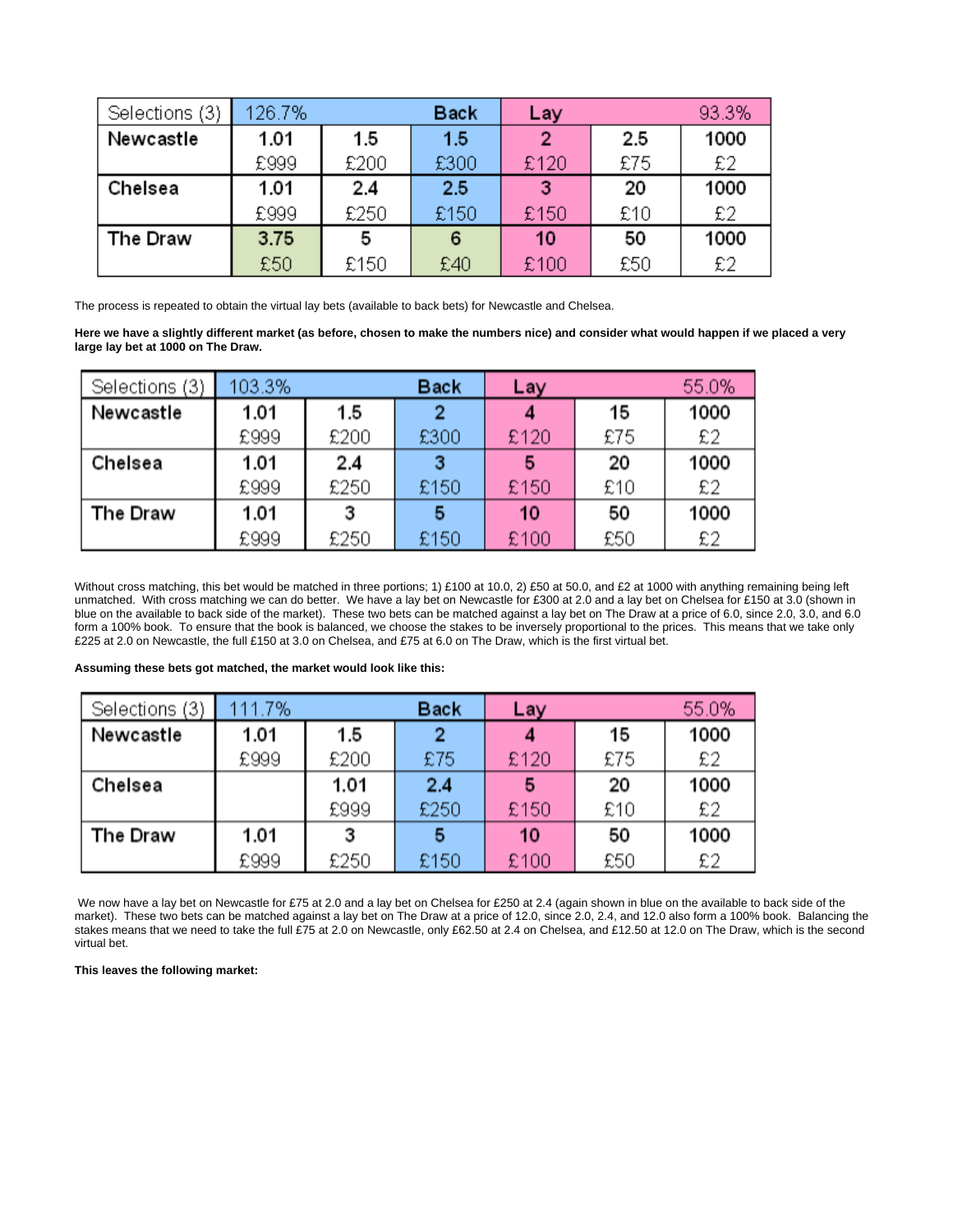| Selections (3) | 126.7% | | Back | Lay | | 93.3% |
|---|---|---|---|---|---|---|
| Newcastle | 1.01 | 1.5 | 1.5 | 2 | 2.5 | 1000 |
| | £999 | £200 | £300 | £120 | £75 | £2 |
| Chelsea | 1.01 | 2.4 | 2.5 | 3 | 20 | 1000 |
| | £999 | £250 | £150 | £150 | £10 | £2 |
| The Draw | 3.75 | 5 | 6 | 10 | 50 | 1000 |
| | £50 | £150 | £40 | £100 | £50 | £2 |

The process is repeated to obtain the virtual lay bets (available to back bets) for Newcastle and Chelsea.

**Here we have a slightly different market (as before, chosen to make the numbers nice) and consider what would happen if we placed a very large lay bet at 1000 on The Draw.**

| Selections (3) | 103.3% | | Back | Lay | | 55.0% |
|---|---|---|---|---|---|---|
| Newcastle | 1.01 | 1.5 | 2 | 4 | 15 | 1000 |
| | £999 | £200 | £300 | £120 | £75 | £2 |
| Chelsea | 1.01 | 2.4 | 3 | 5 | 20 | 1000 |
| | £999 | £250 | £150 | £150 | £10 | £2 |
| The Draw | 1.01 | 3 | 5 | 10 | 50 | 1000 |
| | £999 | £250 | £150 | £100 | £50 | £2 |

Without cross matching, this bet would be matched in three portions; 1) £100 at 10.0, 2) £50 at 50.0, and £2 at 1000 with anything remaining being left unmatched. With cross matching we can do better. We have a lay bet on Newcastle for £300 at 2.0 and a lay bet on Chelsea for £150 at 3.0 (shown in blue on the available to back side of the market). These two bets can be matched against a lay bet on The Draw at a price of 6.0, since 2.0, 3.0, and 6.0 form a 100% book. To ensure that the book is balanced, we choose the stakes to be inversely proportional to the prices. This means that we take only £225 at 2.0 on Newcastle, the full £150 at 3.0 on Chelsea, and £75 at 6.0 on The Draw, which is the first virtual bet.

**Assuming these bets got matched, the market would look like this:**

| Selections (3) | 111.7% | | Back | Lay | | 55.0% |
|---|---|---|---|---|---|---|
| Newcastle | 1.01 | 1.5 | 2 | 4 | 15 | 1000 |
| | £999 | £200 | £75 | £120 | £75 | £2 |
| Chelsea | | 1.01 | 2.4 | 5 | 20 | 1000 |
| | | £999 | £250 | £150 | £10 | £2 |
| The Draw | 1.01 | 3 | 5 | 10 | 50 | 1000 |
| | £999 | £250 | £150 | £100 | £50 | £2 |

We now have a lay bet on Newcastle for £75 at 2.0 and a lay bet on Chelsea for £250 at 2.4 (again shown in blue on the available to back side of the market). These two bets can be matched against a lay bet on The Draw at a price of 12.0, since 2.0, 2.4, and 12.0 also form a 100% book. Balancing the stakes means that we need to take the full £75 at 2.0 on Newcastle, only £62.50 at 2.4 on Chelsea, and £12.50 at 12.0 on The Draw, which is the second virtual bet.

**This leaves the following market:**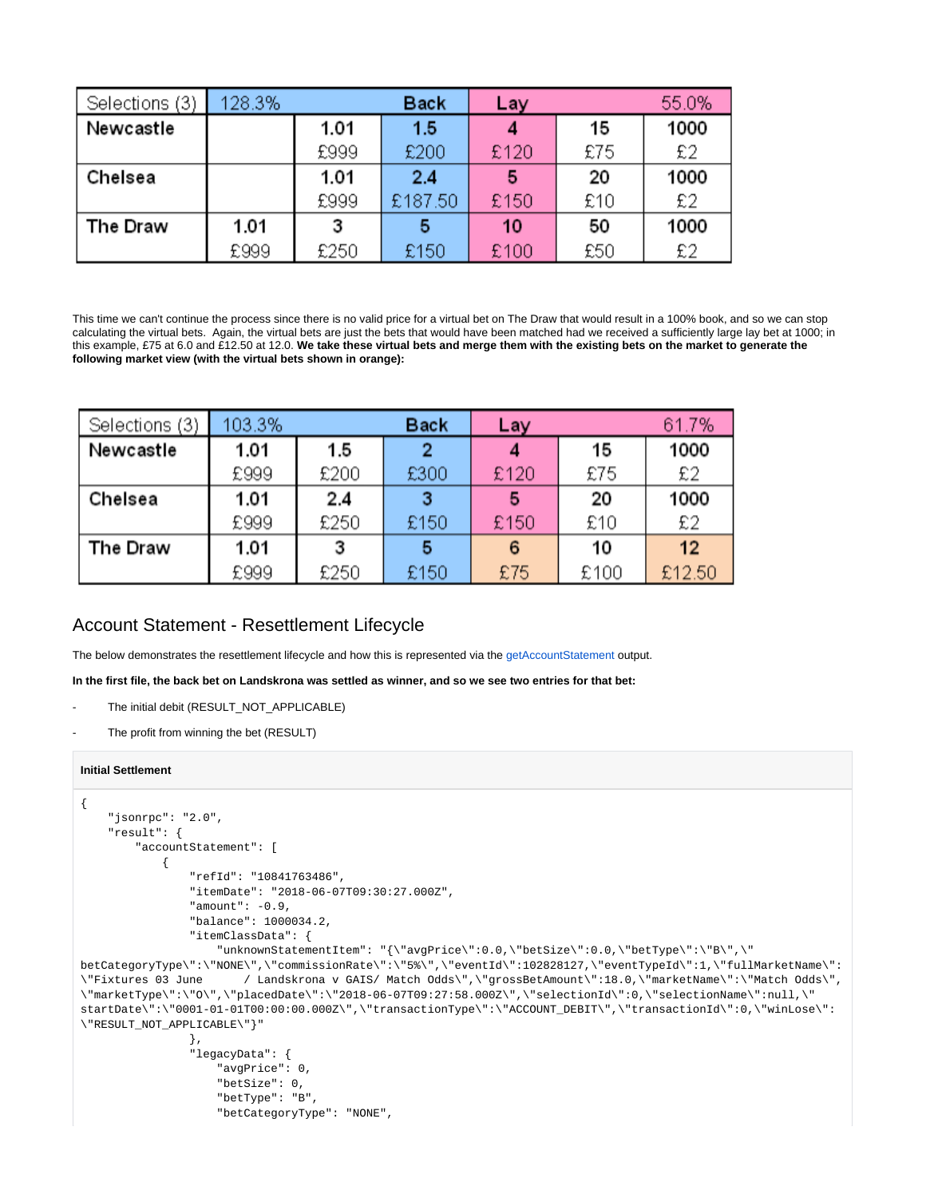| Selections (3) | 128.3% | | Back | Lay | | 55.0% |
|---|---|---|---|---|---|---|
| Newcastle | | 1.01<br>£999 | 1.5<br>£200 | 4<br>£120 | 15<br>£75 | 1000<br>£2 |
| Chelsea | | 1.01<br>£999 | 2.4<br>£187.50 | 5<br>£150 | 20<br>£10 | 1000<br>£2 |
| The Draw | 1.01<br>£999 | 3<br>£250 | 5<br>£150 | 10<br>£100 | 50<br>£50 | 1000<br>£2 |

This time we can't continue the process since there is no valid price for a virtual bet on The Draw that would result in a 100% book, and so we can stop calculating the virtual bets. Again, the virtual bets are just the bets that would have been matched had we received a sufficiently large lay bet at 1000; in this example, £75 at 6.0 and £12.50 at 12.0. **We take these virtual bets and merge them with the existing bets on the market to generate the following market view (with the virtual bets shown in orange):**

| Selections (3) | 103.3% | | Back | Lay | | 61.7% |
|---|---|---|---|---|---|---|
| Newcastle | 1.01<br>£999 | 1.5<br>£200 | 2<br>£300 | 4<br>£120 | 15<br>£75 | 1000<br>£2 |
| Chelsea | 1.01<br>£999 | 2.4<br>£250 | 3<br>£150 | 5<br>£150 | 20<br>£10 | 1000<br>£2 |
| The Draw | 1.01<br>£999 | 3<br>£250 | 5<br>£150 | 6<br>£75 | 10<br>£100 | 12<br>£12.50 |

## Account Statement - Resettlement Lifecycle

The below demonstrates the resettlement lifecycle and how this is represented via the getAccountStatement output.

**In the first file, the back bet on Landskrona was settled as winner, and so we see two entries for that bet:**

- The initial debit (RESULT_NOT_APPLICABLE)
- The profit from winning the bet (RESULT)

**Initial Settlement**

```
{
    "jsonrpc": "2.0",
    "result": {
        "accountStatement": [
            {
                "refId": "10841763486",
                "itemDate": "2018-06-07T09:30:27.000Z",
                "amount": -0.9,
                "balance": 1000034.2,
                "itemClassData": {
                    "unknownStatementItem": "{\"avgPrice\":0.0,\"betSize\":0.0,\"betType\":\"B\",\"
betCategoryType\":\"NONE\",\"commissionRate\":\"5%\",\"eventId\":102828127,\"eventTypeId\":1,\"fullMarketName\":
\"Fixtures 03 June      / Landskrona v GAIS/ Match Odds\",\"grossBetAmount\":18.0,\"marketName\":\"Match Odds\",
\"marketType\":\"O\",\"placedDate\":\"2018-06-07T09:27:58.000Z\",\"selectionId\":0,\"selectionName\":null,\"
startDate\":\"0001-01-01T00:00:00.000Z\",\"transactionType\":\"ACCOUNT_DEBIT\",\"transactionId\":0,\"winLose\":
\"RESULT_NOT_APPLICABLE\"}"
                },
                "legacyData": {
                    "avgPrice": 0,
                    "betSize": 0,
                    "betType": "B",
                    "betCategoryType": "NONE",
```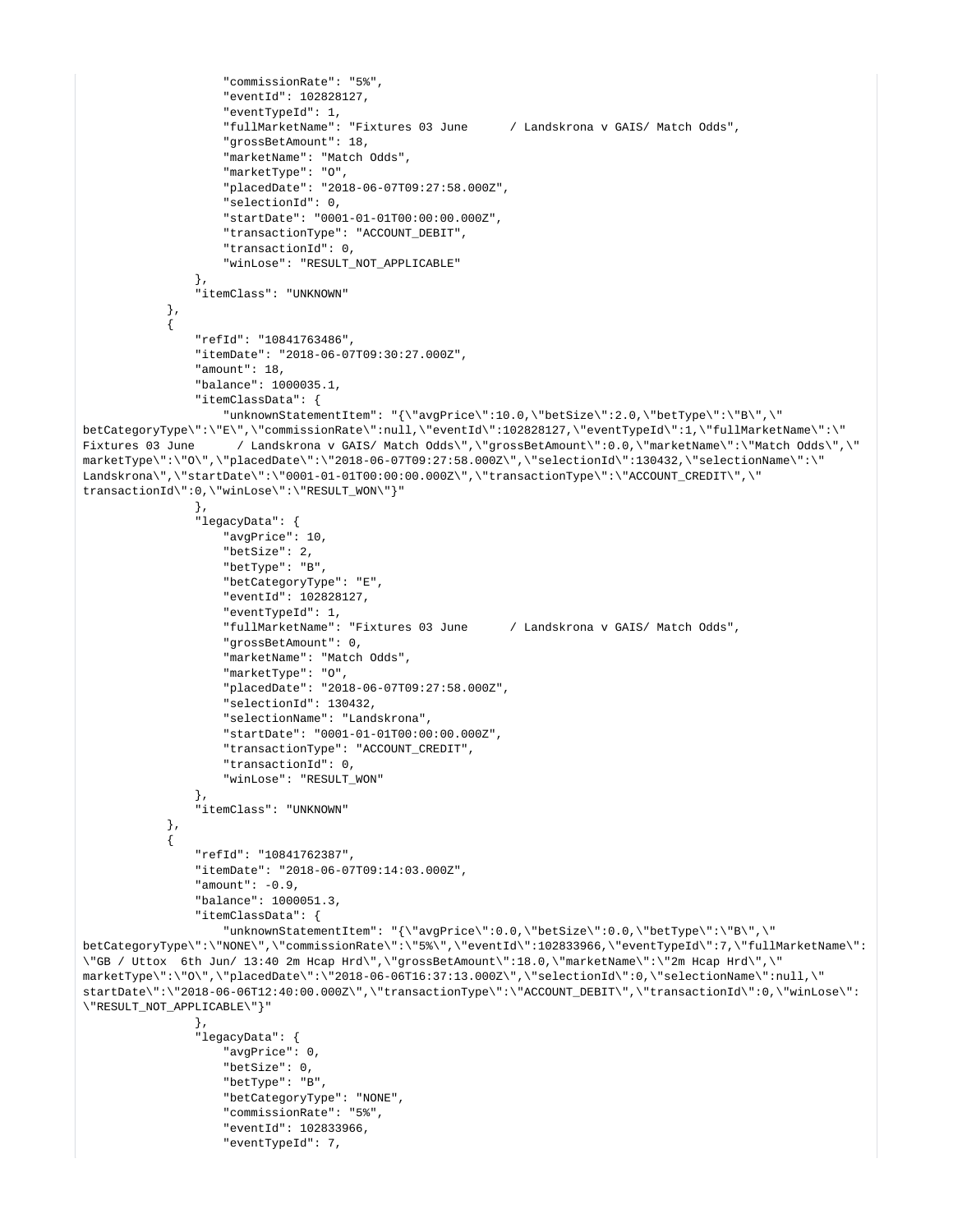```
                    "commissionRate": "5%",
                    "eventId": 102828127,
                    "eventTypeId": 1,
                    "fullMarketName": "Fixtures 03 June      / Landskrona v GAIS/ Match Odds",
                    "grossBetAmount": 18,
                    "marketName": "Match Odds",
                    "marketType": "O",
                    "placedDate": "2018-06-07T09:27:58.000Z",
                    "selectionId": 0,
                    "startDate": "0001-01-01T00:00:00.000Z",
                    "transactionType": "ACCOUNT_DEBIT",
                    "transactionId": 0,
                    "winLose": "RESULT_NOT_APPLICABLE"
                },
                "itemClass": "UNKNOWN"
            },
            {
                "refId": "10841763486",
                "itemDate": "2018-06-07T09:30:27.000Z",
                "amount": 18,
                "balance": 1000035.1,
                "itemClassData": {
                    "unknownStatementItem": "{\"avgPrice\":10.0,\"betSize\":2.0,\"betType\":\"B\",\"
betCategoryType\":\"E\",\"commissionRate\":null,\"eventId\":102828127,\"eventTypeId\":1,\"fullMarketName\":\"
Fixtures 03 June      / Landskrona v GAIS/ Match Odds\",\"grossBetAmount\":0.0,\"marketName\":\"Match Odds\",\"
marketType\":\"O\",\"placedDate\":\"2018-06-07T09:27:58.000Z\",\"selectionId\":130432,\"selectionName\":\"
Landskrona\",\"startDate\":\"0001-01-01T00:00:00.000Z\",\"transactionType\":\"ACCOUNT_CREDIT\",\"
transactionId\":0,\"winLose\":\"RESULT_WON\"}"
                },
                "legacyData": {
                    "avgPrice": 10,
                    "betSize": 2,
                    "betType": "B",
                    "betCategoryType": "E",
                    "eventId": 102828127,
                    "eventTypeId": 1,
                    "fullMarketName": "Fixtures 03 June      / Landskrona v GAIS/ Match Odds",
                    "grossBetAmount": 0,
                    "marketName": "Match Odds",
                    "marketType": "O",
                    "placedDate": "2018-06-07T09:27:58.000Z",
                    "selectionId": 130432,
                    "selectionName": "Landskrona",
                    "startDate": "0001-01-01T00:00:00.000Z",
                    "transactionType": "ACCOUNT_CREDIT",
                    "transactionId": 0,
                    "winLose": "RESULT_WON"
                },
                "itemClass": "UNKNOWN"
            },
            {
                "refId": "10841762387",
                "itemDate": "2018-06-07T09:14:03.000Z",
                "amount": -0.9,
                "balance": 1000051.3,
                "itemClassData": {
                    "unknownStatementItem": "{\"avgPrice\":0.0,\"betSize\":0.0,\"betType\":\"B\",\"
betCategoryType\":\"NONE\",\"commissionRate\":\"5%\",\"eventId\":102833966,\"eventTypeId\":7,\"fullMarketName\":
\"GB / Uttox  6th Jun/ 13:40 2m Hcap Hrd\",\"grossBetAmount\":18.0,\"marketName\":\"2m Hcap Hrd\",\"
marketType\":\"O\",\"placedDate\":\"2018-06-06T16:37:13.000Z\",\"selectionId\":0,\"selectionName\":null,\"
startDate\":\"2018-06-06T12:40:00.000Z\",\"transactionType\":\"ACCOUNT_DEBIT\",\"transactionId\":0,\"winLose\":
\"RESULT_NOT_APPLICABLE\"}"
                },
                "legacyData": {
                    "avgPrice": 0,
                    "betSize": 0,
                    "betType": "B",
                    "betCategoryType": "NONE",
                    "commissionRate": "5%",
                    "eventId": 102833966,
                    "eventTypeId": 7,
```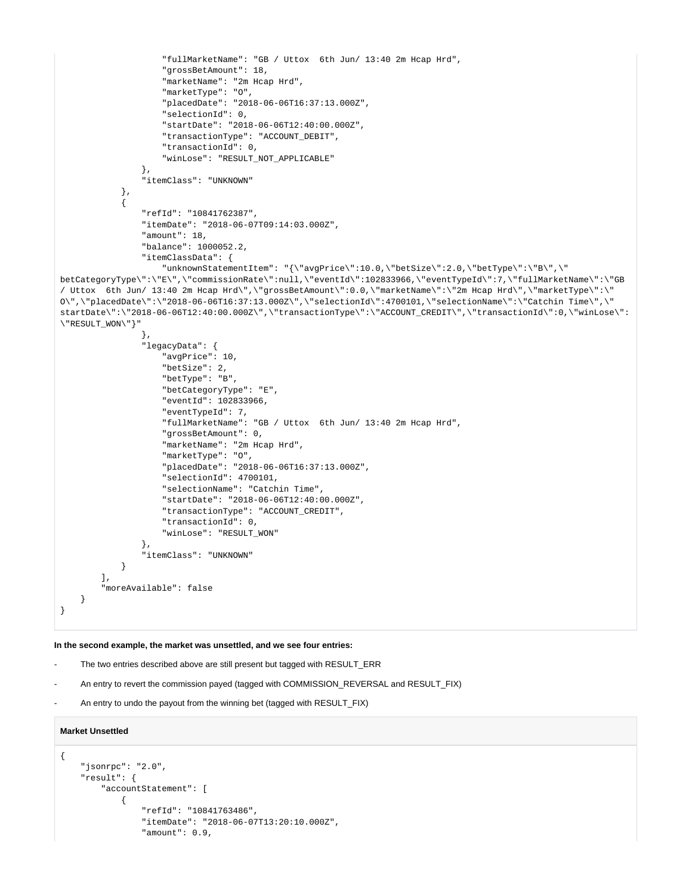```
                    "fullMarketName": "GB / Uttox  6th Jun/ 13:40 2m Hcap Hrd",
                    "grossBetAmount": 18,
                    "marketName": "2m Hcap Hrd",
                    "marketType": "O",
                    "placedDate": "2018-06-06T16:37:13.000Z",
                    "selectionId": 0,
                    "startDate": "2018-06-06T12:40:00.000Z",
                    "transactionType": "ACCOUNT_DEBIT",
                    "transactionId": 0,
                    "winLose": "RESULT_NOT_APPLICABLE"
                },
                "itemClass": "UNKNOWN"
            },
            {
                "refId": "10841762387",
                "itemDate": "2018-06-07T09:14:03.000Z",
                "amount": 18,
                "balance": 1000052.2,
                "itemClassData": {
                    "unknownStatementItem": "{\"avgPrice\":10.0,\"betSize\":2.0,\"betType\":\"B\",\"
betCategoryType\":\"E\",\"commissionRate\":null,\"eventId\":102833966,\"eventTypeId\":7,\"fullMarketName\":\"GB
/ Uttox  6th Jun/ 13:40 2m Hcap Hrd\",\"grossBetAmount\":0.0,\"marketName\":\"2m Hcap Hrd\",\"marketType\":\"
O\",\"placedDate\":\"2018-06-06T16:37:13.000Z\",\"selectionId\":4700101,\"selectionName\":\"Catchin Time\",\"
startDate\":\"2018-06-06T12:40:00.000Z\",\"transactionType\":\"ACCOUNT_CREDIT\",\"transactionId\":0,\"winLose\":
\"RESULT_WON\"}"
                },
                "legacyData": {
                    "avgPrice": 10,
                    "betSize": 2,
                    "betType": "B",
                    "betCategoryType": "E",
                    "eventId": 102833966,
                    "eventTypeId": 7,
                    "fullMarketName": "GB / Uttox  6th Jun/ 13:40 2m Hcap Hrd",
                    "grossBetAmount": 0,
                    "marketName": "2m Hcap Hrd",
                    "marketType": "O",
                    "placedDate": "2018-06-06T16:37:13.000Z",
                    "selectionId": 4700101,
                    "selectionName": "Catchin Time",
                    "startDate": "2018-06-06T12:40:00.000Z",
                    "transactionType": "ACCOUNT_CREDIT",
                    "transactionId": 0,
                    "winLose": "RESULT_WON"
                },
                "itemClass": "UNKNOWN"
            }
        ],
        "moreAvailable": false
    }
}
```

**In the second example, the market was unsettled, and we see four entries:**

- The two entries described above are still present but tagged with RESULT_ERR
- An entry to revert the commission payed (tagged with COMMISSION_REVERSAL and RESULT_FIX)
- An entry to undo the payout from the winning bet (tagged with RESULT_FIX)

**Market Unsettled**

```
{
    "jsonrpc": "2.0",
    "result": {
        "accountStatement": [
            {
                "refId": "10841763486",
                "itemDate": "2018-06-07T13:20:10.000Z",
                "amount": 0.9,
```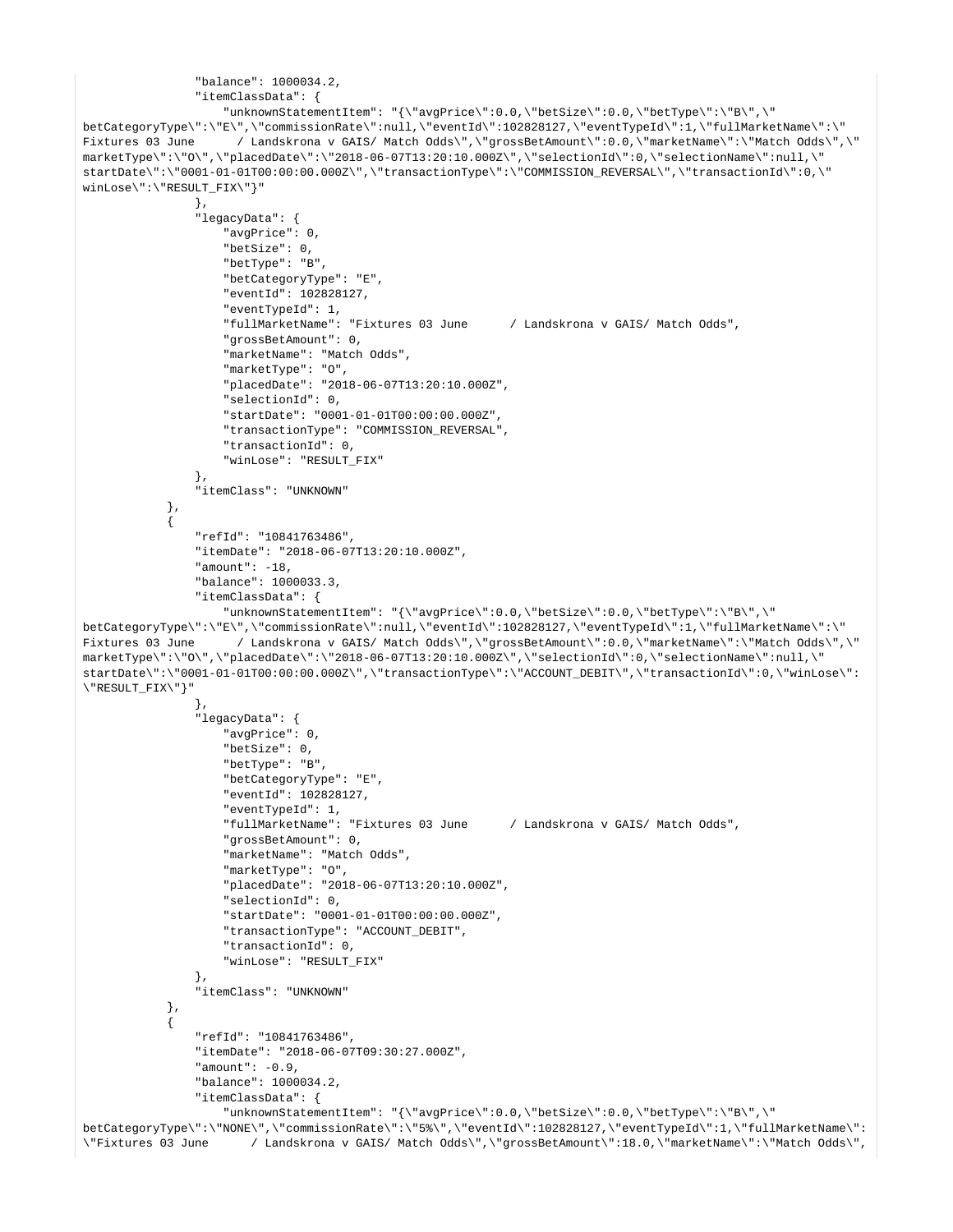```
                "balance": 1000034.2,
                "itemClassData": {
                    "unknownStatementItem": "{\"avgPrice\":0.0,\"betSize\":0.0,\"betType\":\"B\",\"
betCategoryType\":\"E\",\"commissionRate\":null,\"eventId\":102828127,\"eventTypeId\":1,\"fullMarketName\":\"
Fixtures 03 June      / Landskrona v GAIS/ Match Odds\",\"grossBetAmount\":0.0,\"marketName\":\"Match Odds\",\"
marketType\":\"O\",\"placedDate\":\"2018-06-07T13:20:10.000Z\",\"selectionId\":0,\"selectionName\":null,\"
startDate\":\"0001-01-01T00:00:00.000Z\",\"transactionType\":\"COMMISSION_REVERSAL\",\"transactionId\":0,\"
winLose\":\"RESULT_FIX\"}"
                },
                "legacyData": {
                    "avgPrice": 0,
                    "betSize": 0,
                    "betType": "B",
                    "betCategoryType": "E",
                    "eventId": 102828127,
                    "eventTypeId": 1,
                    "fullMarketName": "Fixtures 03 June      / Landskrona v GAIS/ Match Odds",
                    "grossBetAmount": 0,
                    "marketName": "Match Odds",
                    "marketType": "O",
                    "placedDate": "2018-06-07T13:20:10.000Z",
                    "selectionId": 0,
                    "startDate": "0001-01-01T00:00:00.000Z",
                    "transactionType": "COMMISSION_REVERSAL",
                    "transactionId": 0,
                    "winLose": "RESULT_FIX"
                },
                "itemClass": "UNKNOWN"
            },
            {
                "refId": "10841763486",
                "itemDate": "2018-06-07T13:20:10.000Z",
                "amount": -18,
                "balance": 1000033.3,
                "itemClassData": {
                    "unknownStatementItem": "{\"avgPrice\":0.0,\"betSize\":0.0,\"betType\":\"B\",\"
betCategoryType\":\"E\",\"commissionRate\":null,\"eventId\":102828127,\"eventTypeId\":1,\"fullMarketName\":\"
Fixtures 03 June      / Landskrona v GAIS/ Match Odds\",\"grossBetAmount\":0.0,\"marketName\":\"Match Odds\",\"
marketType\":\"O\",\"placedDate\":\"2018-06-07T13:20:10.000Z\",\"selectionId\":0,\"selectionName\":null,\"
startDate\":\"0001-01-01T00:00:00.000Z\",\"transactionType\":\"ACCOUNT_DEBIT\",\"transactionId\":0,\"winLose\":
\"RESULT_FIX\"}"
                },
                "legacyData": {
                    "avgPrice": 0,
                    "betSize": 0,
                    "betType": "B",
                    "betCategoryType": "E",
                    "eventId": 102828127,
                    "eventTypeId": 1,
                    "fullMarketName": "Fixtures 03 June      / Landskrona v GAIS/ Match Odds",
                    "grossBetAmount": 0,
                    "marketName": "Match Odds",
                    "marketType": "O",
                    "placedDate": "2018-06-07T13:20:10.000Z",
                    "selectionId": 0,
                    "startDate": "0001-01-01T00:00:00.000Z",
                    "transactionType": "ACCOUNT_DEBIT",
                    "transactionId": 0,
                    "winLose": "RESULT_FIX"
                },
                "itemClass": "UNKNOWN"
            },
            {
                "refId": "10841763486",
                "itemDate": "2018-06-07T09:30:27.000Z",
                "amount": -0.9,
                "balance": 1000034.2,
                "itemClassData": {
                    "unknownStatementItem": "{\"avgPrice\":0.0,\"betSize\":0.0,\"betType\":\"B\",\"
betCategoryType\":\"NONE\",\"commissionRate\":\"5%\",\"eventId\":102828127,\"eventTypeId\":1,\"fullMarketName\":
\"Fixtures 03 June      / Landskrona v GAIS/ Match Odds\",\"grossBetAmount\":18.0,\"marketName\":\"Match Odds\",
```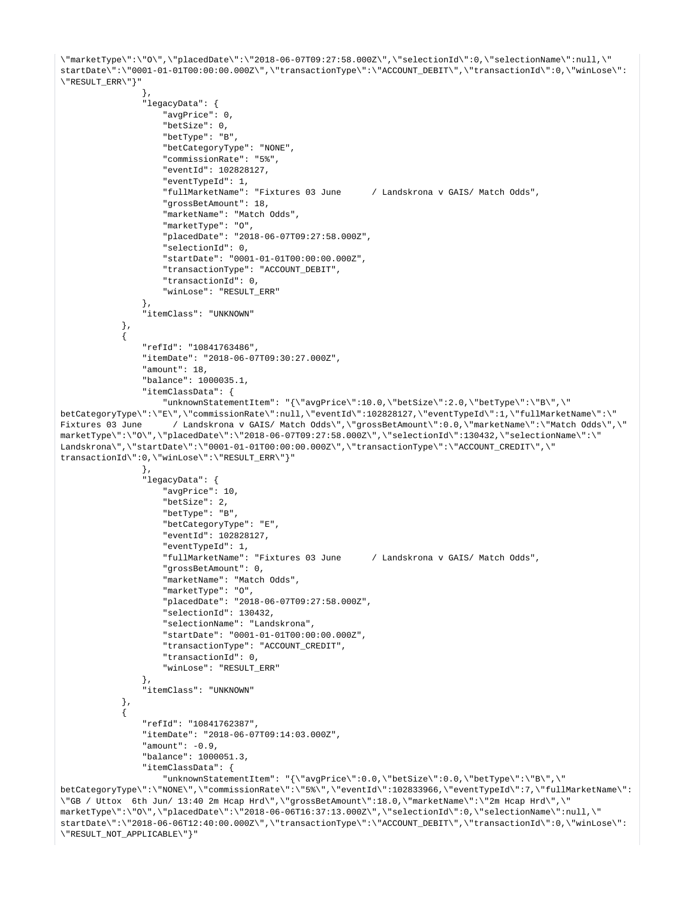```
\"marketType\":\"O\",\"placedDate\":\"2018-06-07T09:27:58.000Z\",\"selectionId\":0,\"selectionName\":null,\"
startDate\":\"0001-01-01T00:00:00.000Z\",\"transactionType\":\"ACCOUNT_DEBIT\",\"transactionId\":0,\"winLose\":
\"RESULT_ERR\"}"
                },
                "legacyData": {
                    "avgPrice": 0,
                    "betSize": 0,
                    "betType": "B",
                    "betCategoryType": "NONE",
                    "commissionRate": "5%",
                    "eventId": 102828127,
                    "eventTypeId": 1,
                    "fullMarketName": "Fixtures 03 June      / Landskrona v GAIS/ Match Odds",
                    "grossBetAmount": 18,
                    "marketName": "Match Odds",
                    "marketType": "O",
                    "placedDate": "2018-06-07T09:27:58.000Z",
                    "selectionId": 0,
                    "startDate": "0001-01-01T00:00:00.000Z",
                    "transactionType": "ACCOUNT_DEBIT",
                    "transactionId": 0,
                    "winLose": "RESULT_ERR"
                },
                "itemClass": "UNKNOWN"
            },
            {
                "refId": "10841763486",
                "itemDate": "2018-06-07T09:30:27.000Z",
                "amount": 18,
                "balance": 1000035.1,
                "itemClassData": {
                    "unknownStatementItem": "{\"avgPrice\":10.0,\"betSize\":2.0,\"betType\":\"B\",\"
betCategoryType\":\"E\",\"commissionRate\":null,\"eventId\":102828127,\"eventTypeId\":1,\"fullMarketName\":\"
Fixtures 03 June      / Landskrona v GAIS\/ Match Odds\",\"grossBetAmount\":0.0,\"marketName\":\"Match Odds\",\"
marketType\":\"O\",\"placedDate\":\"2018-06-07T09:27:58.000Z\",\"selectionId\":130432,\"selectionName\":\"
Landskrona\",\"startDate\":\"0001-01-01T00:00:00.000Z\",\"transactionType\":\"ACCOUNT_CREDIT\",\"
transactionId\":0,\"winLose\":\"RESULT_ERR\"}"
                },
                "legacyData": {
                    "avgPrice": 10,
                    "betSize": 2,
                    "betType": "B",
                    "betCategoryType": "E",
                    "eventId": 102828127,
                    "eventTypeId": 1,
                    "fullMarketName": "Fixtures 03 June      / Landskrona v GAIS/ Match Odds",
                    "grossBetAmount": 0,
                    "marketName": "Match Odds",
                    "marketType": "O",
                    "placedDate": "2018-06-07T09:27:58.000Z",
                    "selectionId": 130432,
                    "selectionName": "Landskrona",
                    "startDate": "0001-01-01T00:00:00.000Z",
                    "transactionType": "ACCOUNT_CREDIT",
                    "transactionId": 0,
                    "winLose": "RESULT_ERR"
                },
                "itemClass": "UNKNOWN"
            },
            {
                "refId": "10841762387",
                "itemDate": "2018-06-07T09:14:03.000Z",
                "amount": -0.9,
                "balance": 1000051.3,
                "itemClassData": {
                    "unknownStatementItem": "{\"avgPrice\":0.0,\"betSize\":0.0,\"betType\":\"B\",\"
betCategoryType\":\"NONE\",\"commissionRate\":\"5%\",\"eventId\":102833966,\"eventTypeId\":7,\"fullMarketName\":
\"GB / Uttox  6th Jun/ 13:40 2m Hcap Hrd\",\"grossBetAmount\":18.0,\"marketName\":\"2m Hcap Hrd\",\"
marketType\":\"O\",\"placedDate\":\"2018-06-06T16:37:13.000Z\",\"selectionId\":0,\"selectionName\":null,\"
startDate\":\"2018-06-06T12:40:00.000Z\",\"transactionType\":\"ACCOUNT_DEBIT\",\"transactionId\":0,\"winLose\":
\"RESULT_NOT_APPLICABLE\"}"
```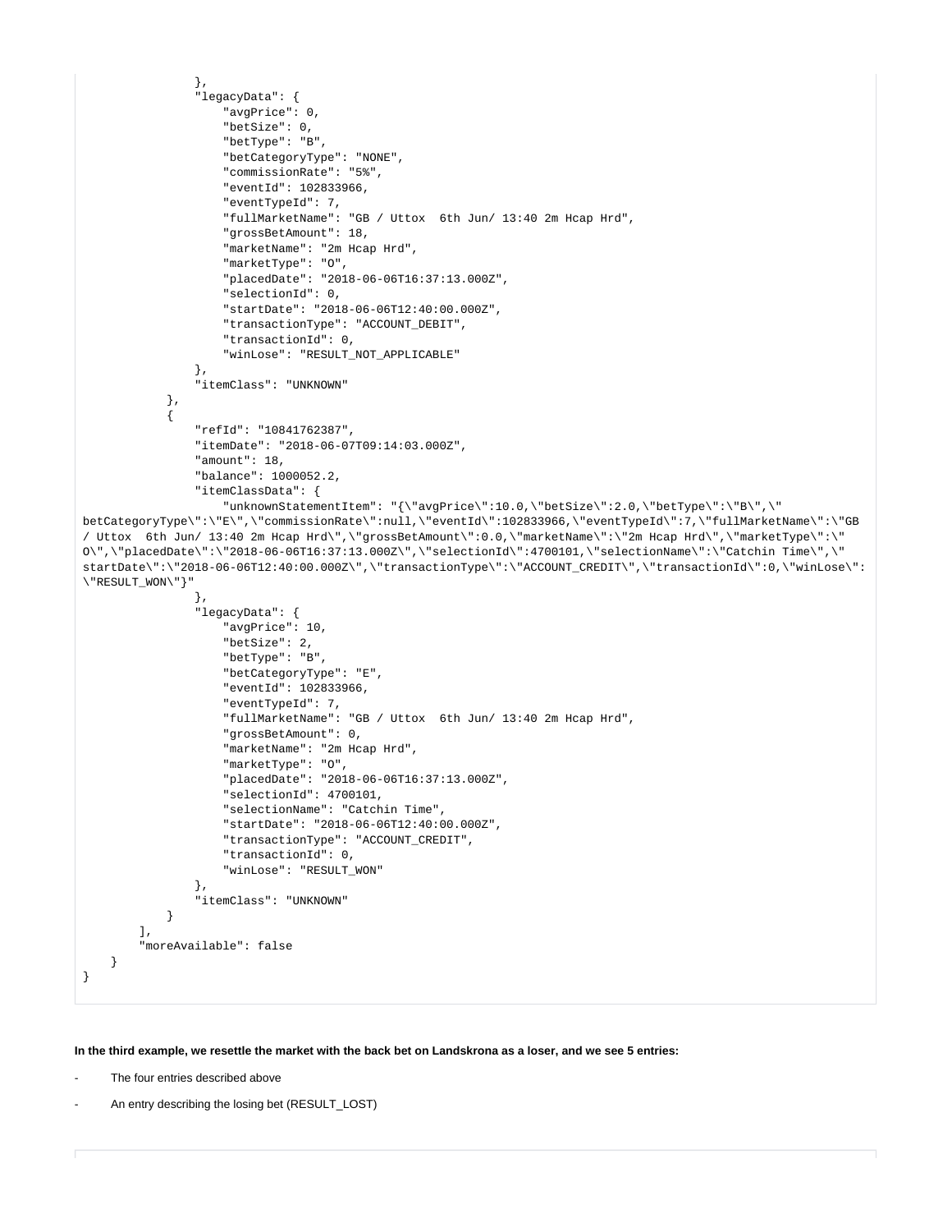```
                },
                "legacyData": {
                    "avgPrice": 0,
                    "betSize": 0,
                    "betType": "B",
                    "betCategoryType": "NONE",
                    "commissionRate": "5%",
                    "eventId": 102833966,
                    "eventTypeId": 7,
                    "fullMarketName": "GB / Uttox  6th Jun/ 13:40 2m Hcap Hrd",
                    "grossBetAmount": 18,
                    "marketName": "2m Hcap Hrd",
                    "marketType": "O",
                    "placedDate": "2018-06-06T16:37:13.000Z",
                    "selectionId": 0,
                    "startDate": "2018-06-06T12:40:00.000Z",
                    "transactionType": "ACCOUNT_DEBIT",
                    "transactionId": 0,
                    "winLose": "RESULT_NOT_APPLICABLE"
                },
                "itemClass": "UNKNOWN"
            },
            {
                "refId": "10841762387",
                "itemDate": "2018-06-07T09:14:03.000Z",
                "amount": 18,
                "balance": 1000052.2,
                "itemClassData": {
                    "unknownStatementItem": "{\"avgPrice\":10.0,\"betSize\":2.0,\"betType\":\"B\",\"betCategoryType\":\"E\",\"commissionRate\":null,\"eventId\":102833966,\"eventTypeId\":7,\"fullMarketName\":\"GB / Uttox  6th Jun/ 13:40 2m Hcap Hrd\",\"grossBetAmount\":0.0,\"marketName\":\"2m Hcap Hrd\",\"marketType\":\"O\",\"placedDate\":\"2018-06-06T16:37:13.000Z\",\"selectionId\":4700101,\"selectionName\":\"Catchin Time\",\"startDate\":\"2018-06-06T12:40:00.000Z\",\"transactionType\":\"ACCOUNT_CREDIT\",\"transactionId\":0,\"winLose\":\"RESULT_WON\"}"
                },
                "legacyData": {
                    "avgPrice": 10,
                    "betSize": 2,
                    "betType": "B",
                    "betCategoryType": "E",
                    "eventId": 102833966,
                    "eventTypeId": 7,
                    "fullMarketName": "GB / Uttox  6th Jun/ 13:40 2m Hcap Hrd",
                    "grossBetAmount": 0,
                    "marketName": "2m Hcap Hrd",
                    "marketType": "O",
                    "placedDate": "2018-06-06T16:37:13.000Z",
                    "selectionId": 4700101,
                    "selectionName": "Catchin Time",
                    "startDate": "2018-06-06T12:40:00.000Z",
                    "transactionType": "ACCOUNT_CREDIT",
                    "transactionId": 0,
                    "winLose": "RESULT_WON"
                },
                "itemClass": "UNKNOWN"
            }
        ],
        "moreAvailable": false
    }
}
```

**In the third example, we resettle the market with the back bet on Landskrona as a loser, and we see 5 entries:**

- The four entries described above
- An entry describing the losing bet (RESULT_LOST)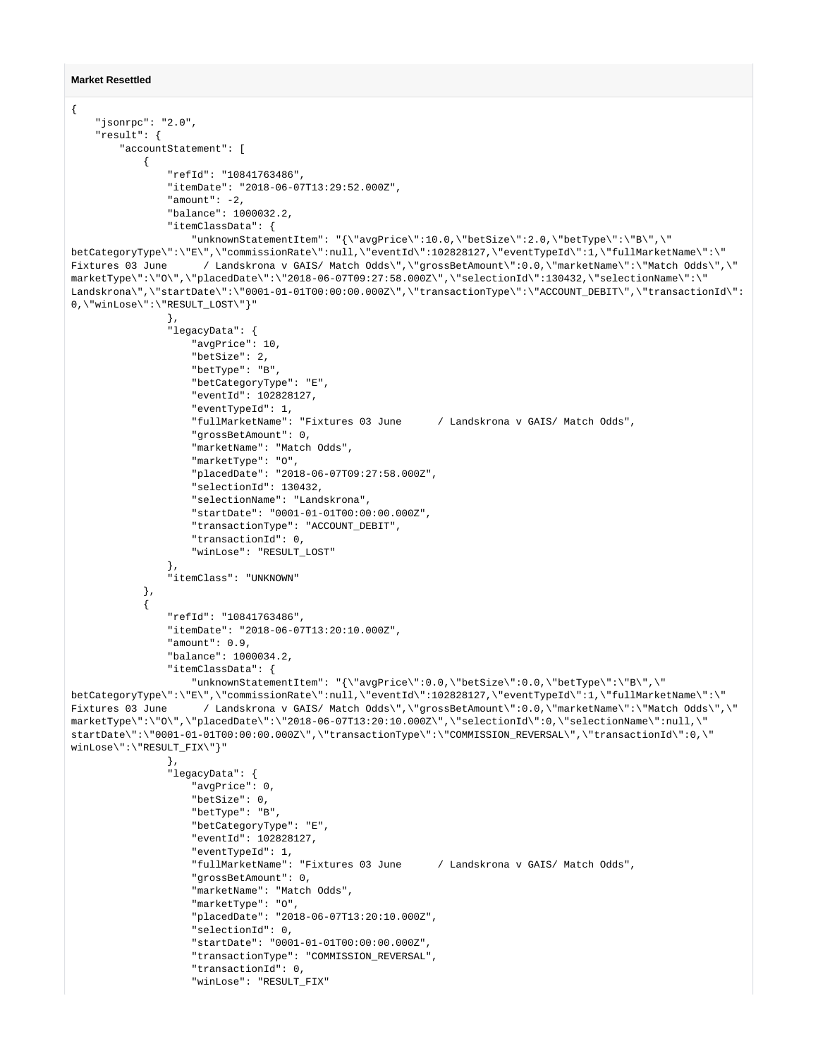**Market Resettled**

```
{
    "jsonrpc": "2.0",
    "result": {
        "accountStatement": [
            {
                "refId": "10841763486",
                "itemDate": "2018-06-07T13:29:52.000Z",
                "amount": -2,
                "balance": 1000032.2,
                "itemClassData": {
                    "unknownStatementItem": "{\"avgPrice\":10.0,\"betSize\":2.0,\"betType\":\"B\",\"betCategoryType\":\"E\",\"commissionRate\":null,\"eventId\":102828127,\"eventTypeId\":1,\"fullMarketName\":\"Fixtures 03 June      / Landskrona v GAIS/ Match Odds\",\"grossBetAmount\":0.0,\"marketName\":\"Match Odds\",\"marketType\":\"O\",\"placedDate\":\"2018-06-07T09:27:58.000Z\",\"selectionId\":130432,\"selectionName\":\"Landskrona\",\"startDate\":\"0001-01-01T00:00:00.000Z\",\"transactionType\":\"ACCOUNT_DEBIT\",\"transactionId\":0,\"winLose\":\"RESULT_LOST\"}"
                },
                "legacyData": {
                    "avgPrice": 10,
                    "betSize": 2,
                    "betType": "B",
                    "betCategoryType": "E",
                    "eventId": 102828127,
                    "eventTypeId": 1,
                    "fullMarketName": "Fixtures 03 June      / Landskrona v GAIS/ Match Odds",
                    "grossBetAmount": 0,
                    "marketName": "Match Odds",
                    "marketType": "O",
                    "placedDate": "2018-06-07T09:27:58.000Z",
                    "selectionId": 130432,
                    "selectionName": "Landskrona",
                    "startDate": "0001-01-01T00:00:00.000Z",
                    "transactionType": "ACCOUNT_DEBIT",
                    "transactionId": 0,
                    "winLose": "RESULT_LOST"
                },
                "itemClass": "UNKNOWN"
            },
            {
                "refId": "10841763486",
                "itemDate": "2018-06-07T13:20:10.000Z",
                "amount": 0.9,
                "balance": 1000034.2,
                "itemClassData": {
                    "unknownStatementItem": "{\"avgPrice\":0.0,\"betSize\":0.0,\"betType\":\"B\",\"betCategoryType\":\"E\",\"commissionRate\":null,\"eventId\":102828127,\"eventTypeId\":1,\"fullMarketName\":\"Fixtures 03 June      / Landskrona v GAIS/ Match Odds\",\"grossBetAmount\":0.0,\"marketName\":\"Match Odds\",\"marketType\":\"O\",\"placedDate\":\"2018-06-07T13:20:10.000Z\",\"selectionId\":0,\"selectionName\":null,\"startDate\":\"0001-01-01T00:00:00.000Z\",\"transactionType\":\"COMMISSION_REVERSAL\",\"transactionId\":0,\"winLose\":\"RESULT_FIX\"}"
                },
                "legacyData": {
                    "avgPrice": 0,
                    "betSize": 0,
                    "betType": "B",
                    "betCategoryType": "E",
                    "eventId": 102828127,
                    "eventTypeId": 1,
                    "fullMarketName": "Fixtures 03 June      / Landskrona v GAIS/ Match Odds",
                    "grossBetAmount": 0,
                    "marketName": "Match Odds",
                    "marketType": "O",
                    "placedDate": "2018-06-07T13:20:10.000Z",
                    "selectionId": 0,
                    "startDate": "0001-01-01T00:00:00.000Z",
                    "transactionType": "COMMISSION_REVERSAL",
                    "transactionId": 0,
                    "winLose": "RESULT_FIX"
```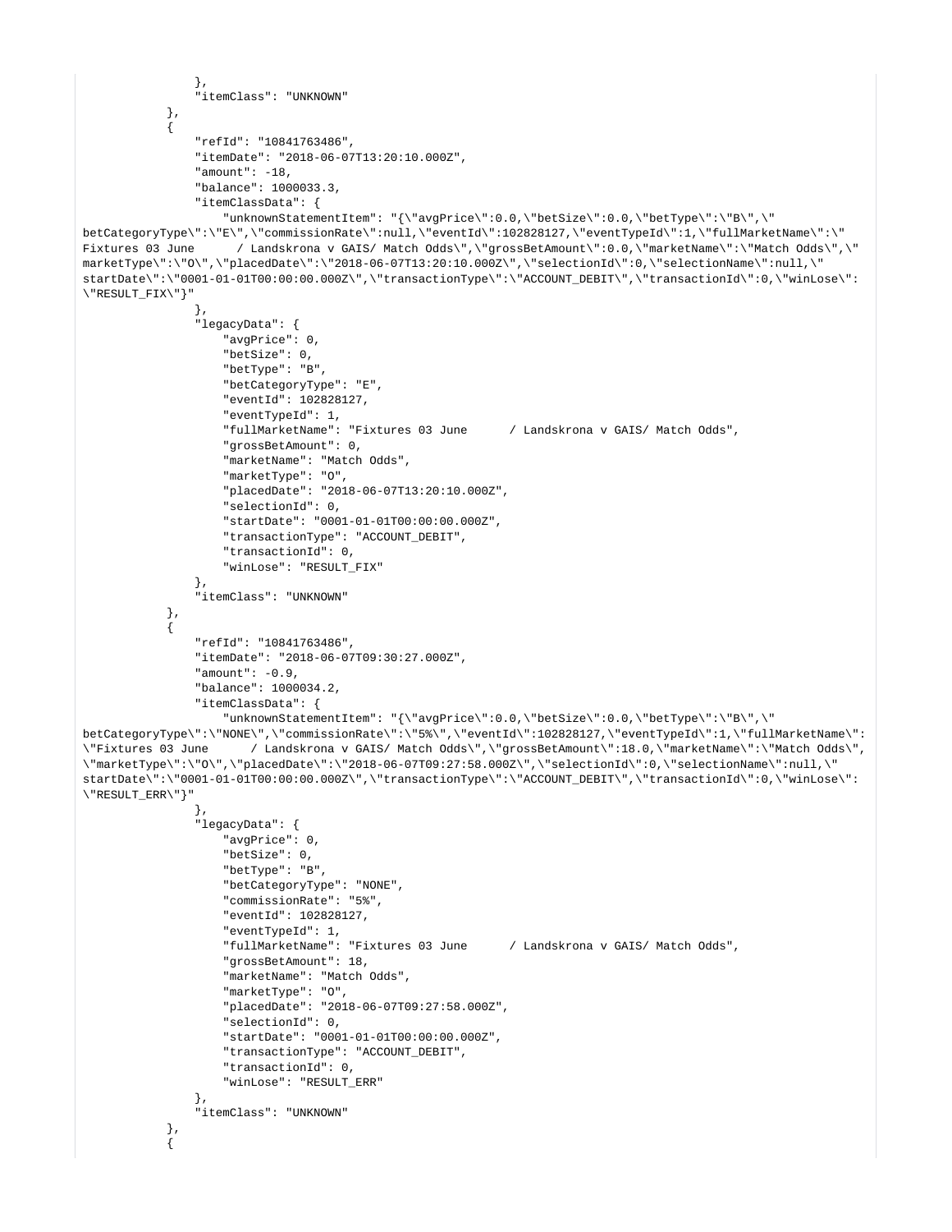```
            },
            "itemClass": "UNKNOWN"
        },
        {
            "refId": "10841763486",
            "itemDate": "2018-06-07T13:20:10.000Z",
            "amount": -18,
            "balance": 1000033.3,
            "itemClassData": {
                "unknownStatementItem": "{\"avgPrice\":0.0,\"betSize\":0.0,\"betType\":\"B\",\"
betCategoryType\":\"E\",\"commissionRate\":null,\"eventId\":102828127,\"eventTypeId\":1,\"fullMarketName\":\"
Fixtures 03 June      / Landskrona v GAIS/ Match Odds\",\"grossBetAmount\":0.0,\"marketName\":\"Match Odds\",\"
marketType\":\"O\",\"placedDate\":\"2018-06-07T13:20:10.000Z\",\"selectionId\":0,\"selectionName\":null,\"
startDate\":\"0001-01-01T00:00:00.000Z\",\"transactionType\":\"ACCOUNT_DEBIT\",\"transactionId\":0,\"winLose\":
\"RESULT_FIX\"}"
            },
            "legacyData": {
                "avgPrice": 0,
                "betSize": 0,
                "betType": "B",
                "betCategoryType": "E",
                "eventId": 102828127,
                "eventTypeId": 1,
                "fullMarketName": "Fixtures 03 June      / Landskrona v GAIS/ Match Odds",
                "grossBetAmount": 0,
                "marketName": "Match Odds",
                "marketType": "O",
                "placedDate": "2018-06-07T13:20:10.000Z",
                "selectionId": 0,
                "startDate": "0001-01-01T00:00:00.000Z",
                "transactionType": "ACCOUNT_DEBIT",
                "transactionId": 0,
                "winLose": "RESULT_FIX"
            },
            "itemClass": "UNKNOWN"
        },
        {
            "refId": "10841763486",
            "itemDate": "2018-06-07T09:30:27.000Z",
            "amount": -0.9,
            "balance": 1000034.2,
            "itemClassData": {
                "unknownStatementItem": "{\"avgPrice\":0.0,\"betSize\":0.0,\"betType\":\"B\",\"
betCategoryType\":\"NONE\",\"commissionRate\":\"5%\",\"eventId\":102828127,\"eventTypeId\":1,\"fullMarketName\":
\"Fixtures 03 June      / Landskrona v GAIS/ Match Odds\",\"grossBetAmount\":18.0,\"marketName\":\"Match Odds\",
\"marketType\":\"O\",\"placedDate\":\"2018-06-07T09:27:58.000Z\",\"selectionId\":0,\"selectionName\":null,\"
startDate\":\"0001-01-01T00:00:00.000Z\",\"transactionType\":\"ACCOUNT_DEBIT\",\"transactionId\":0,\"winLose\":
\"RESULT_ERR\"}"
            },
            "legacyData": {
                "avgPrice": 0,
                "betSize": 0,
                "betType": "B",
                "betCategoryType": "NONE",
                "commissionRate": "5%",
                "eventId": 102828127,
                "eventTypeId": 1,
                "fullMarketName": "Fixtures 03 June      / Landskrona v GAIS/ Match Odds",
                "grossBetAmount": 18,
                "marketName": "Match Odds",
                "marketType": "O",
                "placedDate": "2018-06-07T09:27:58.000Z",
                "selectionId": 0,
                "startDate": "0001-01-01T00:00:00.000Z",
                "transactionType": "ACCOUNT_DEBIT",
                "transactionId": 0,
                "winLose": "RESULT_ERR"
            },
            "itemClass": "UNKNOWN"
        },
        {
```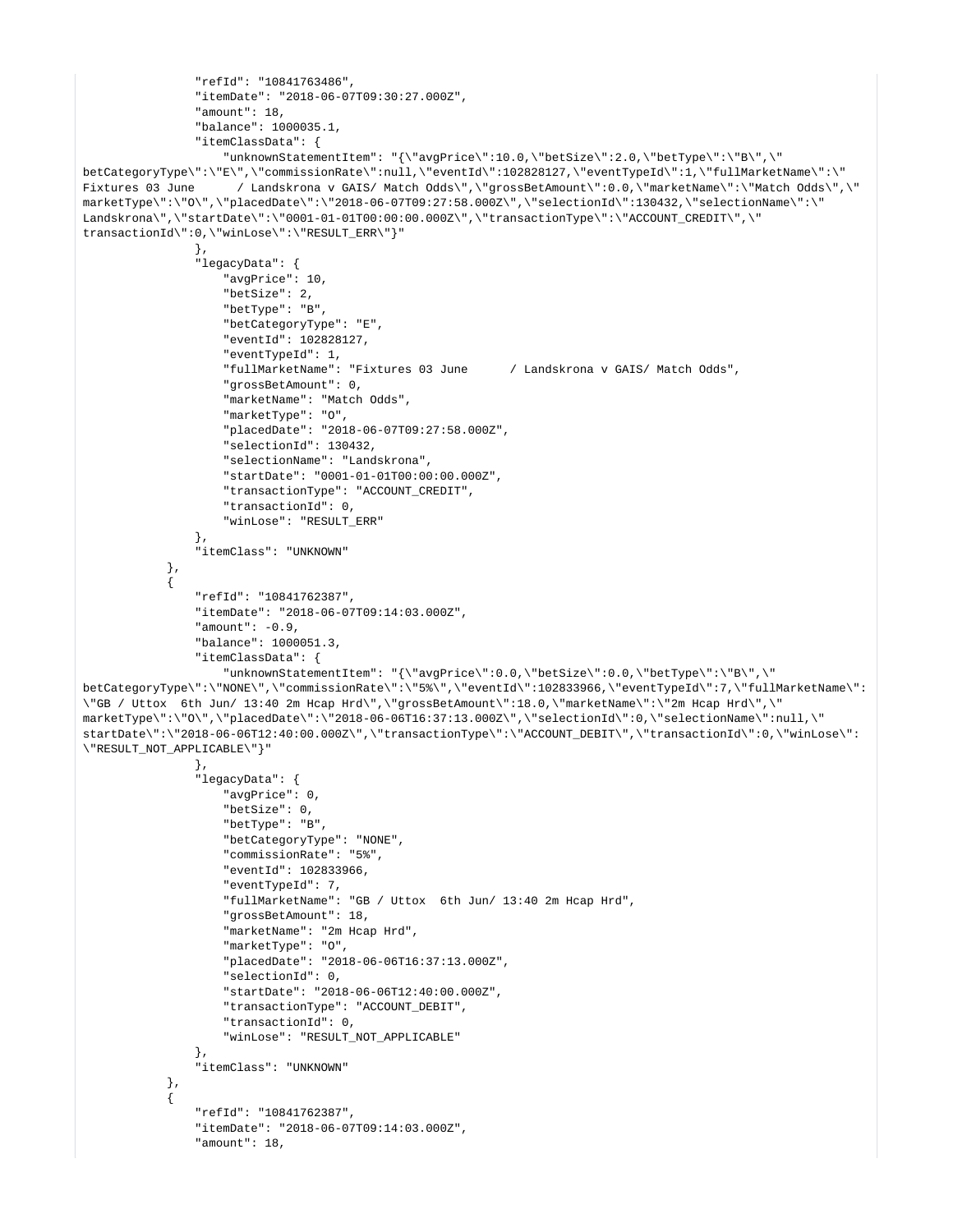```
                "refId": "10841763486",
                "itemDate": "2018-06-07T09:30:27.000Z",
                "amount": 18,
                "balance": 1000035.1,
                "itemClassData": {
                    "unknownStatementItem": "{\"avgPrice\":10.0,\"betSize\":2.0,\"betType\":\"B\",\"
betCategoryType\":\"E\",\"commissionRate\":null,\"eventId\":102828127,\"eventTypeId\":1,\"fullMarketName\":\"
Fixtures 03 June      / Landskrona v GAIS/ Match Odds\",\"grossBetAmount\":0.0,\"marketName\":\"Match Odds\",\"
marketType\":\"O\",\"placedDate\":\"2018-06-07T09:27:58.000Z\",\"selectionId\":130432,\"selectionName\":\"
Landskrona\",\"startDate\":\"0001-01-01T00:00:00.000Z\",\"transactionType\":\"ACCOUNT_CREDIT\",\"
transactionId\":0,\"winLose\":\"RESULT_ERR\"}"
                },
                "legacyData": {
                    "avgPrice": 10,
                    "betSize": 2,
                    "betType": "B",
                    "betCategoryType": "E",
                    "eventId": 102828127,
                    "eventTypeId": 1,
                    "fullMarketName": "Fixtures 03 June      / Landskrona v GAIS/ Match Odds",
                    "grossBetAmount": 0,
                    "marketName": "Match Odds",
                    "marketType": "O",
                    "placedDate": "2018-06-07T09:27:58.000Z",
                    "selectionId": 130432,
                    "selectionName": "Landskrona",
                    "startDate": "0001-01-01T00:00:00.000Z",
                    "transactionType": "ACCOUNT_CREDIT",
                    "transactionId": 0,
                    "winLose": "RESULT_ERR"
                },
                "itemClass": "UNKNOWN"
            },
            {
                "refId": "10841762387",
                "itemDate": "2018-06-07T09:14:03.000Z",
                "amount": -0.9,
                "balance": 1000051.3,
                "itemClassData": {
                    "unknownStatementItem": "{\"avgPrice\":0.0,\"betSize\":0.0,\"betType\":\"B\",\"
betCategoryType\":\"NONE\",\"commissionRate\":\"5%\",\"eventId\":102833966,\"eventTypeId\":7,\"fullMarketName\":
\"GB / Uttox  6th Jun/ 13:40 2m Hcap Hrd\",\"grossBetAmount\":18.0,\"marketName\":\"2m Hcap Hrd\",\"
marketType\":\"O\",\"placedDate\":\"2018-06-06T16:37:13.000Z\",\"selectionId\":0,\"selectionName\":null,\"
startDate\":\"2018-06-06T12:40:00.000Z\",\"transactionType\":\"ACCOUNT_DEBIT\",\"transactionId\":0,\"winLose\":
\"RESULT_NOT_APPLICABLE\"}"
                },
                "legacyData": {
                    "avgPrice": 0,
                    "betSize": 0,
                    "betType": "B",
                    "betCategoryType": "NONE",
                    "commissionRate": "5%",
                    "eventId": 102833966,
                    "eventTypeId": 7,
                    "fullMarketName": "GB / Uttox  6th Jun/ 13:40 2m Hcap Hrd",
                    "grossBetAmount": 18,
                    "marketName": "2m Hcap Hrd",
                    "marketType": "O",
                    "placedDate": "2018-06-06T16:37:13.000Z",
                    "selectionId": 0,
                    "startDate": "2018-06-06T12:40:00.000Z",
                    "transactionType": "ACCOUNT_DEBIT",
                    "transactionId": 0,
                    "winLose": "RESULT_NOT_APPLICABLE"
                },
                "itemClass": "UNKNOWN"
            },
            {
                "refId": "10841762387",
                "itemDate": "2018-06-07T09:14:03.000Z",
                "amount": 18,
```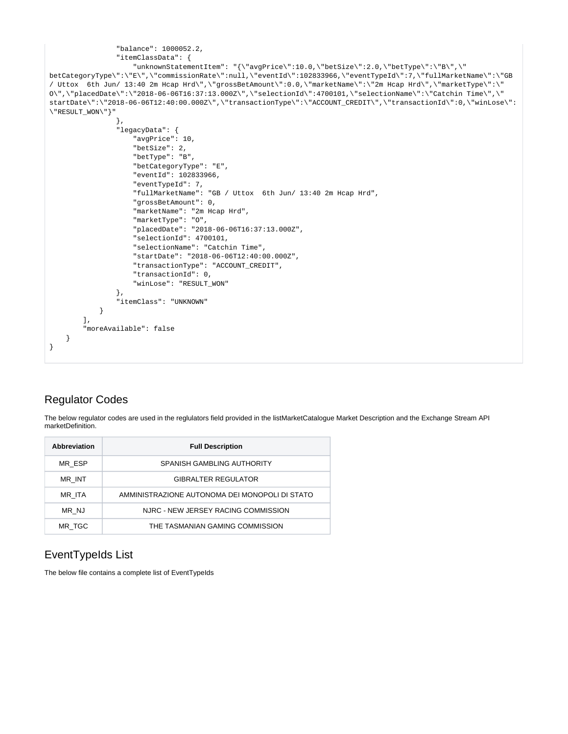```
                "balance": 1000052.2,
                "itemClassData": {
                    "unknownStatementItem": "{\"avgPrice\":10.0,\"betSize\":2.0,\"betType\":\"B\",\"
betCategoryType\":\"E\",\"commissionRate\":null,\"eventId\":102833966,\"eventTypeId\":7,\"fullMarketName\":\"GB
/ Uttox  6th Jun/ 13:40 2m Hcap Hrd\",\"grossBetAmount\":0.0,\"marketName\":\"2m Hcap Hrd\",\"marketType\":\"
O\",\"placedDate\":\"2018-06-06T16:37:13.000Z\",\"selectionId\":4700101,\"selectionName\":\"Catchin Time\",\"
startDate\":\"2018-06-06T12:40:00.000Z\",\"transactionType\":\"ACCOUNT_CREDIT\",\"transactionId\":0,\"winLose\":
\"RESULT_WON\"}"
                },
                "legacyData": {
                    "avgPrice": 10,
                    "betSize": 2,
                    "betType": "B",
                    "betCategoryType": "E",
                    "eventId": 102833966,
                    "eventTypeId": 7,
                    "fullMarketName": "GB / Uttox  6th Jun/ 13:40 2m Hcap Hrd",
                    "grossBetAmount": 0,
                    "marketName": "2m Hcap Hrd",
                    "marketType": "O",
                    "placedDate": "2018-06-06T16:37:13.000Z",
                    "selectionId": 4700101,
                    "selectionName": "Catchin Time",
                    "startDate": "2018-06-06T12:40:00.000Z",
                    "transactionType": "ACCOUNT_CREDIT",
                    "transactionId": 0,
                    "winLose": "RESULT_WON"
                },
                "itemClass": "UNKNOWN"
            }
        ],
        "moreAvailable": false
    }
}
```

## Regulator Codes

The below regulator codes are used in the reglulators field provided in the listMarketCatalogue Market Description and the Exchange Stream API marketDefinition.

| Abbreviation | Full Description |
|---|---|
| MR_ESP | SPANISH GAMBLING AUTHORITY |
| MR_INT | GIBRALTER REGULATOR |
| MR_ITA | AMMINISTRAZIONE AUTONOMA DEI MONOPOLI DI STATO |
| MR_NJ | NJRC - NEW JERSEY RACING COMMISSION |
| MR_TGC | THE TASMANIAN GAMING COMMISSION |

## EventTypeIds List

The below file contains a complete list of EventTypeIds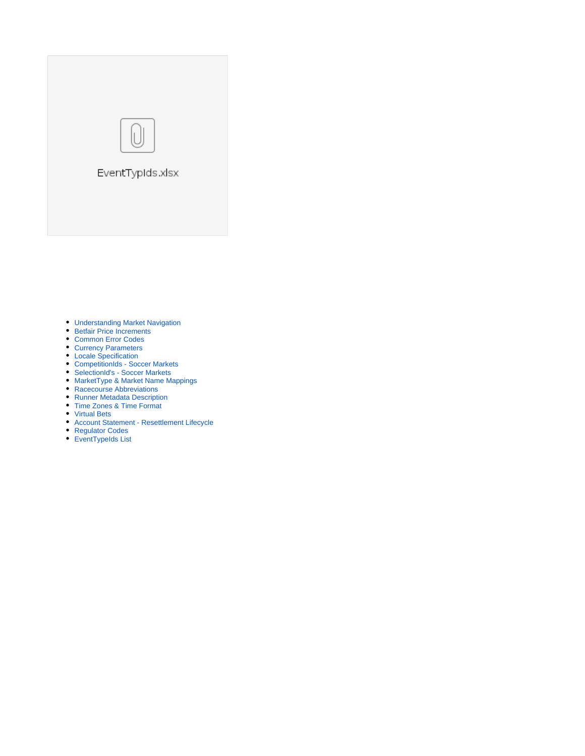EventTypIds.xlsx

- Understanding Market Navigation
- Betfair Price Increments
- Common Error Codes
- Currency Parameters
- Locale Specification
- CompetitionIds - Soccer Markets
- SelectionId's - Soccer Markets
- MarketType & Market Name Mappings
- Racecourse Abbreviations
- Runner Metadata Description
- Time Zones & Time Format
- Virtual Bets
- Account Statement - Resettlement Lifecycle
- Regulator Codes
- EventTypeIds List